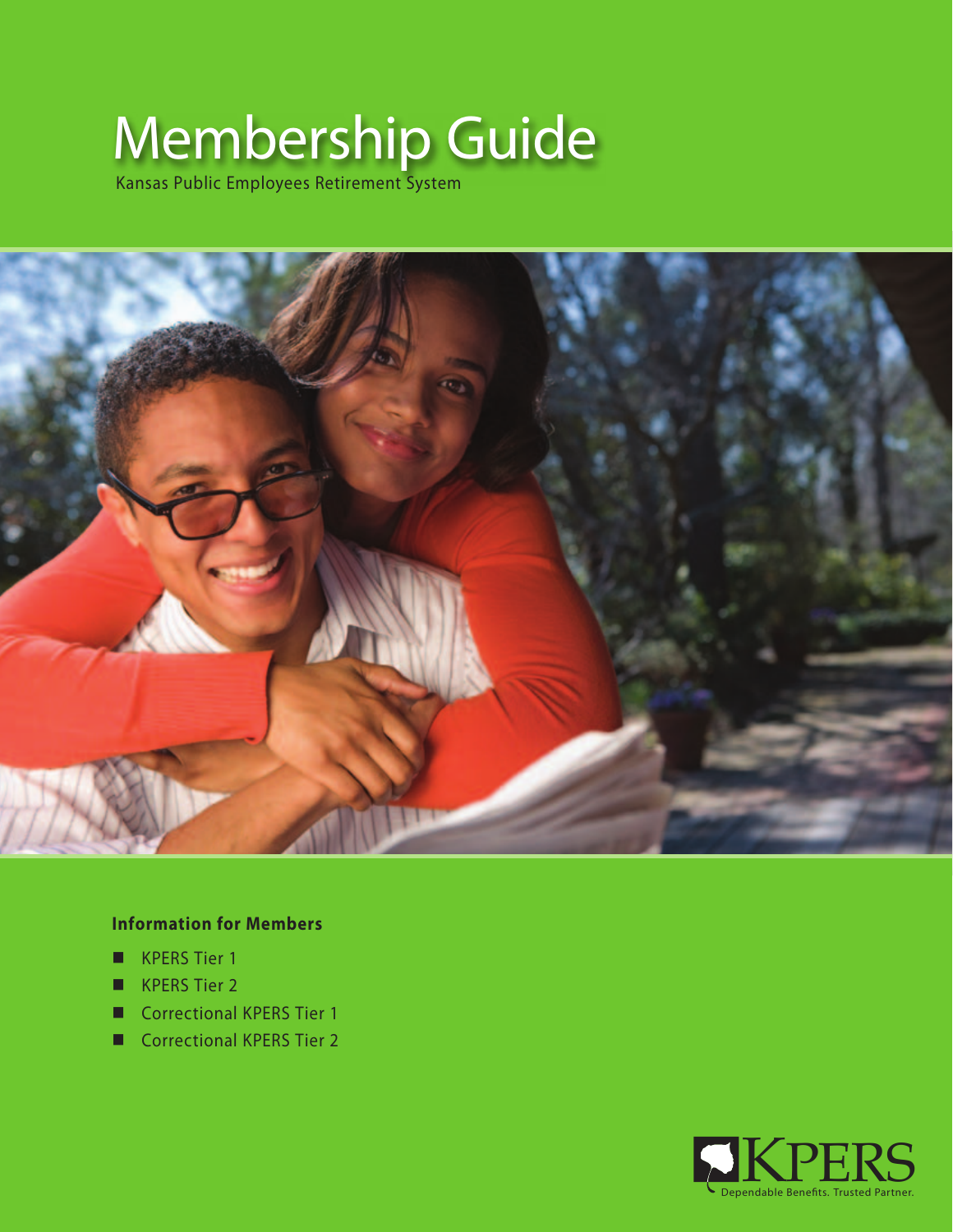# Membership Guide

Kansas Public Employees Retirement System

**Information for Members**

- KPERS Tier 1
- KPERS Tier 2
- Correctional KPERS Tier 1
- Correctional KPERS Tier 2

KPERS

Dependable Benefits. Trusted Partner.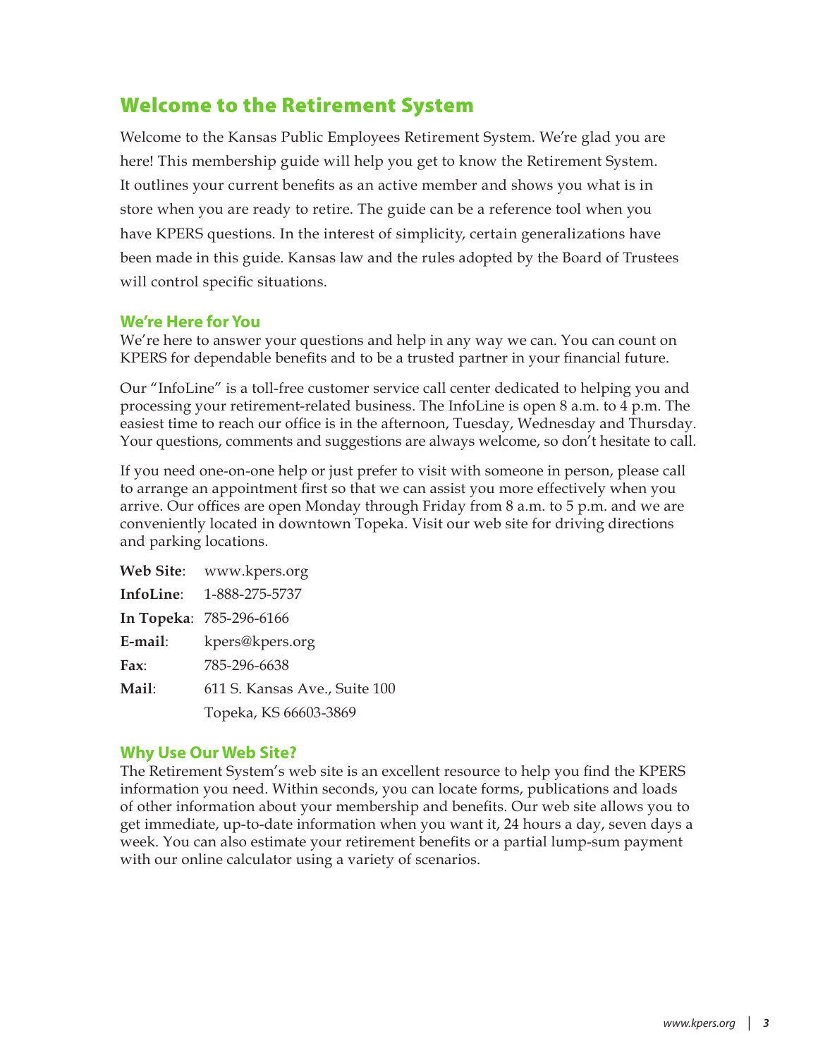# Welcome to the Retirement System

Welcome to the Kansas Public Employees Retirement System. We're glad you are here! This membership guide will help you get to know the Retirement System. It outlines your current benefits as an active member and shows you what is in store when you are ready to retire. The guide can be a reference tool when you have KPERS questions. In the interest of simplicity, certain generalizations have been made in this guide. Kansas law and the rules adopted by the Board of Trustees will control specific situations.

## We're Here for You

We're here to answer your questions and help in any way we can. You can count on KPERS for dependable benefits and to be a trusted partner in your financial future.

Our "InfoLine" is a toll-free customer service call center dedicated to helping you and processing your retirement-related business. The InfoLine is open 8 a.m. to 4 p.m. The easiest time to reach our office is in the afternoon, Tuesday, Wednesday and Thursday. Your questions, comments and suggestions are always welcome, so don't hesitate to call.

If you need one-on-one help or just prefer to visit with someone in person, please call to arrange an appointment first so that we can assist you more effectively when you arrive. Our offices are open Monday through Friday from 8 a.m. to 5 p.m. and we are conveniently located in downtown Topeka. Visit our web site for driving directions and parking locations.

**Web Site**: www.kpers.org
**InfoLine**: 1-888-275-5737
**In Topeka**: 785-296-6166
**E-mail**: kpers@kpers.org
**Fax**: 785-296-6638
**Mail**: 611 S. Kansas Ave., Suite 100
Topeka, KS 66603-3869

## Why Use Our Web Site?

The Retirement System's web site is an excellent resource to help you find the KPERS information you need. Within seconds, you can locate forms, publications and loads of other information about your membership and benefits. Our web site allows you to get immediate, up-to-date information when you want it, 24 hours a day, seven days a week. You can also estimate your retirement benefits or a partial lump-sum payment with our online calculator using a variety of scenarios.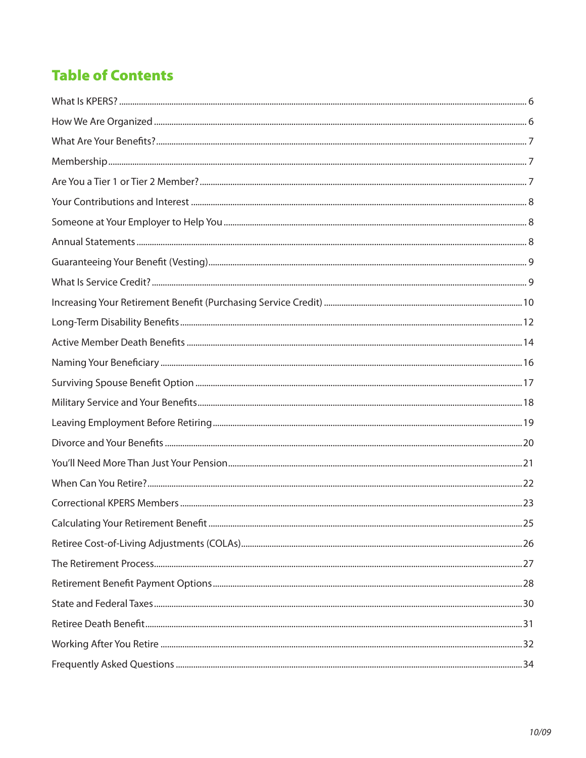## Table of Contents

| | |
|---|---|
| What Is KPERS? | 6 |
| How We Are Organized | 6 |
| What Are Your Benefits? | 7 |
| Membership | 7 |
| Are You a Tier 1 or Tier 2 Member? | 7 |
| Your Contributions and Interest | 8 |
| Someone at Your Employer to Help You | 8 |
| Annual Statements | 8 |
| Guaranteeing Your Benefit (Vesting) | 9 |
| What Is Service Credit? | 9 |
| Increasing Your Retirement Benefit (Purchasing Service Credit) | 10 |
| Long-Term Disability Benefits | 12 |
| Active Member Death Benefits | 14 |
| Naming Your Beneficiary | 16 |
| Surviving Spouse Benefit Option | 17 |
| Military Service and Your Benefits | 18 |
| Leaving Employment Before Retiring | 19 |
| Divorce and Your Benefits | 20 |
| You'll Need More Than Just Your Pension | 21 |
| When Can You Retire? | 22 |
| Correctional KPERS Members | 23 |
| Calculating Your Retirement Benefit | 25 |
| Retiree Cost-of-Living Adjustments (COLAs) | 26 |
| The Retirement Process | 27 |
| Retirement Benefit Payment Options | 28 |
| State and Federal Taxes | 30 |
| Retiree Death Benefit | 31 |
| Working After You Retire | 32 |
| Frequently Asked Questions | 34 |

*10/09*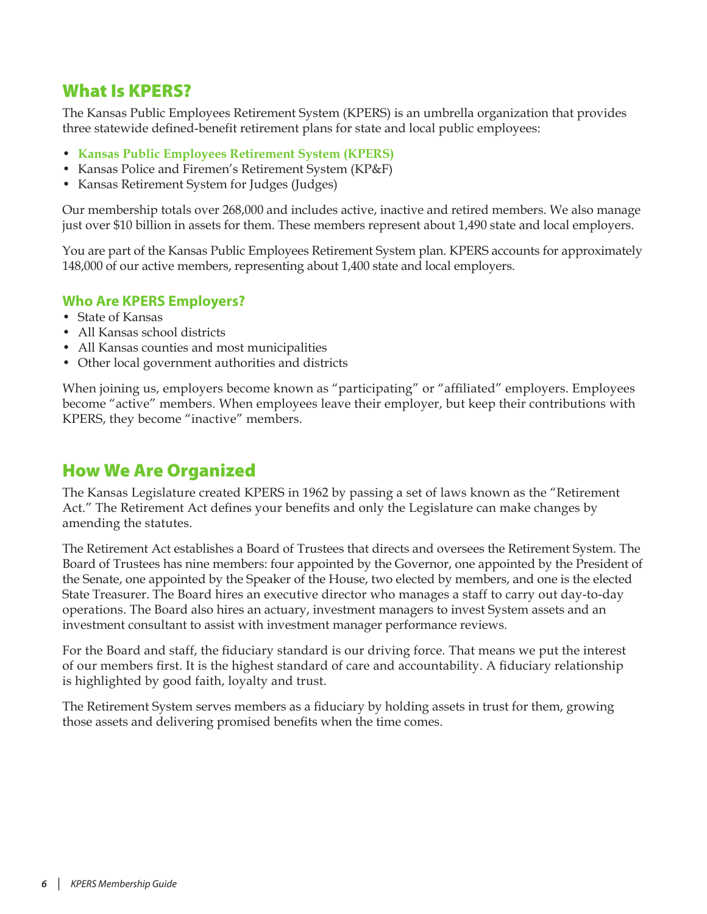## What Is KPERS?

The Kansas Public Employees Retirement System (KPERS) is an umbrella organization that provides three statewide defined-benefit retirement plans for state and local public employees:

- **Kansas Public Employees Retirement System (KPERS)**
- Kansas Police and Firemen's Retirement System (KP&F)
- Kansas Retirement System for Judges (Judges)

Our membership totals over 268,000 and includes active, inactive and retired members. We also manage just over $10 billion in assets for them. These members represent about 1,490 state and local employers.

You are part of the Kansas Public Employees Retirement System plan. KPERS accounts for approximately 148,000 of our active members, representing about 1,400 state and local employers.

### Who Are KPERS Employers?

- State of Kansas
- All Kansas school districts
- All Kansas counties and most municipalities
- Other local government authorities and districts

When joining us, employers become known as "participating" or "affiliated" employers. Employees become "active" members. When employees leave their employer, but keep their contributions with KPERS, they become "inactive" members.

## How We Are Organized

The Kansas Legislature created KPERS in 1962 by passing a set of laws known as the "Retirement Act." The Retirement Act defines your benefits and only the Legislature can make changes by amending the statutes.

The Retirement Act establishes a Board of Trustees that directs and oversees the Retirement System. The Board of Trustees has nine members: four appointed by the Governor, one appointed by the President of the Senate, one appointed by the Speaker of the House, two elected by members, and one is the elected State Treasurer. The Board hires an executive director who manages a staff to carry out day-to-day operations. The Board also hires an actuary, investment managers to invest System assets and an investment consultant to assist with investment manager performance reviews.

For the Board and staff, the fiduciary standard is our driving force. That means we put the interest of our members first. It is the highest standard of care and accountability. A fiduciary relationship is highlighted by good faith, loyalty and trust.

The Retirement System serves members as a fiduciary by holding assets in trust for them, growing those assets and delivering promised benefits when the time comes.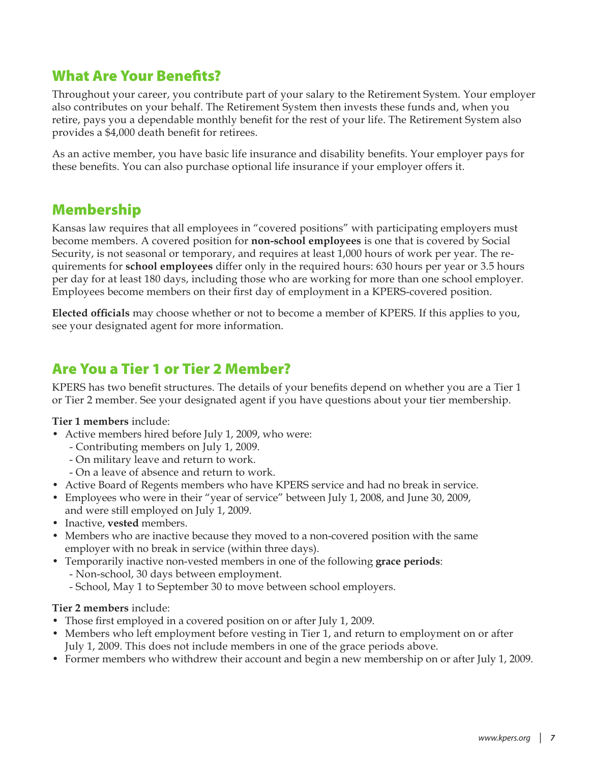## What Are Your Benefits?

Throughout your career, you contribute part of your salary to the Retirement System. Your employer also contributes on your behalf. The Retirement System then invests these funds and, when you retire, pays you a dependable monthly benefit for the rest of your life. The Retirement System also provides a $4,000 death benefit for retirees.

As an active member, you have basic life insurance and disability benefits. Your employer pays for these benefits. You can also purchase optional life insurance if your employer offers it.

## Membership

Kansas law requires that all employees in "covered positions" with participating employers must become members. A covered position for **non-school employees** is one that is covered by Social Security, is not seasonal or temporary, and requires at least 1,000 hours of work per year. The requirements for **school employees** differ only in the required hours: 630 hours per year or 3.5 hours per day for at least 180 days, including those who are working for more than one school employer. Employees become members on their first day of employment in a KPERS-covered position.

**Elected officials** may choose whether or not to become a member of KPERS. If this applies to you, see your designated agent for more information.

## Are You a Tier 1 or Tier 2 Member?

KPERS has two benefit structures. The details of your benefits depend on whether you are a Tier 1 or Tier 2 member. See your designated agent if you have questions about your tier membership.

**Tier 1 members** include:

- Active members hired before July 1, 2009, who were:
  - Contributing members on July 1, 2009.
  - On military leave and return to work.
  - On a leave of absence and return to work.
- Active Board of Regents members who have KPERS service and had no break in service.
- Employees who were in their "year of service" between July 1, 2008, and June 30, 2009, and were still employed on July 1, 2009.
- Inactive, **vested** members.
- Members who are inactive because they moved to a non-covered position with the same employer with no break in service (within three days).
- Temporarily inactive non-vested members in one of the following **grace periods**:
  - Non-school, 30 days between employment.
  - School, May 1 to September 30 to move between school employers.

**Tier 2 members** include:

- Those first employed in a covered position on or after July 1, 2009.
- Members who left employment before vesting in Tier 1, and return to employment on or after July 1, 2009. This does not include members in one of the grace periods above.
- Former members who withdrew their account and begin a new membership on or after July 1, 2009.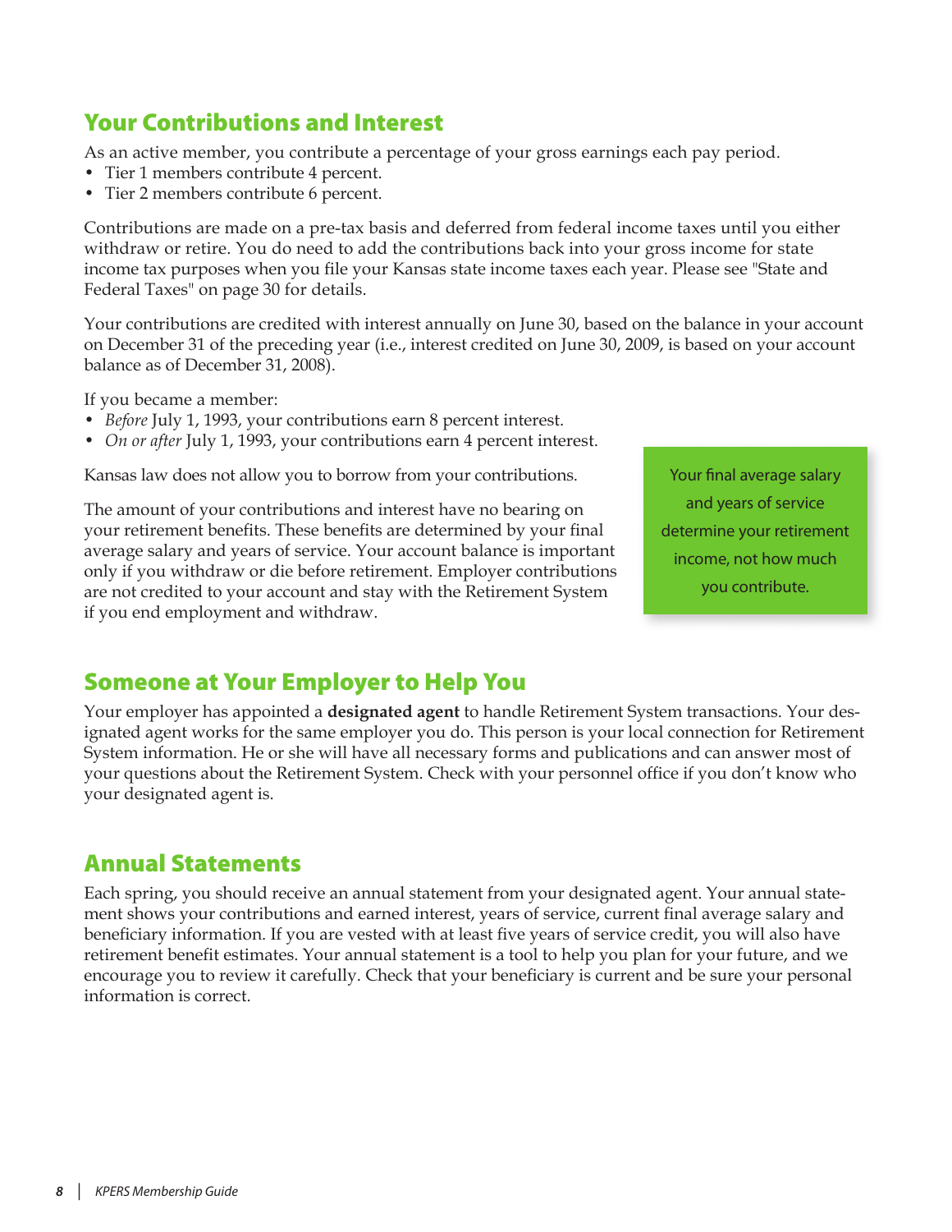## Your Contributions and Interest

As an active member, you contribute a percentage of your gross earnings each pay period.

- Tier 1 members contribute 4 percent.
- Tier 2 members contribute 6 percent.

Contributions are made on a pre-tax basis and deferred from federal income taxes until you either withdraw or retire. You do need to add the contributions back into your gross income for state income tax purposes when you file your Kansas state income taxes each year. Please see "State and Federal Taxes" on page 30 for details.

Your contributions are credited with interest annually on June 30, based on the balance in your account on December 31 of the preceding year (i.e., interest credited on June 30, 2009, is based on your account balance as of December 31, 2008).

If you became a member:

- *Before* July 1, 1993, your contributions earn 8 percent interest.
- *On or after* July 1, 1993, your contributions earn 4 percent interest.

Kansas law does not allow you to borrow from your contributions.

The amount of your contributions and interest have no bearing on your retirement benefits. These benefits are determined by your final average salary and years of service. Your account balance is important only if you withdraw or die before retirement. Employer contributions are not credited to your account and stay with the Retirement System if you end employment and withdraw.

> Your final average salary and years of service determine your retirement income, not how much you contribute.

## Someone at Your Employer to Help You

Your employer has appointed a **designated agent** to handle Retirement System transactions. Your designated agent works for the same employer you do. This person is your local connection for Retirement System information. He or she will have all necessary forms and publications and can answer most of your questions about the Retirement System. Check with your personnel office if you don't know who your designated agent is.

## Annual Statements

Each spring, you should receive an annual statement from your designated agent. Your annual statement shows your contributions and earned interest, years of service, current final average salary and beneficiary information. If you are vested with at least five years of service credit, you will also have retirement benefit estimates. Your annual statement is a tool to help you plan for your future, and we encourage you to review it carefully. Check that your beneficiary is current and be sure your personal information is correct.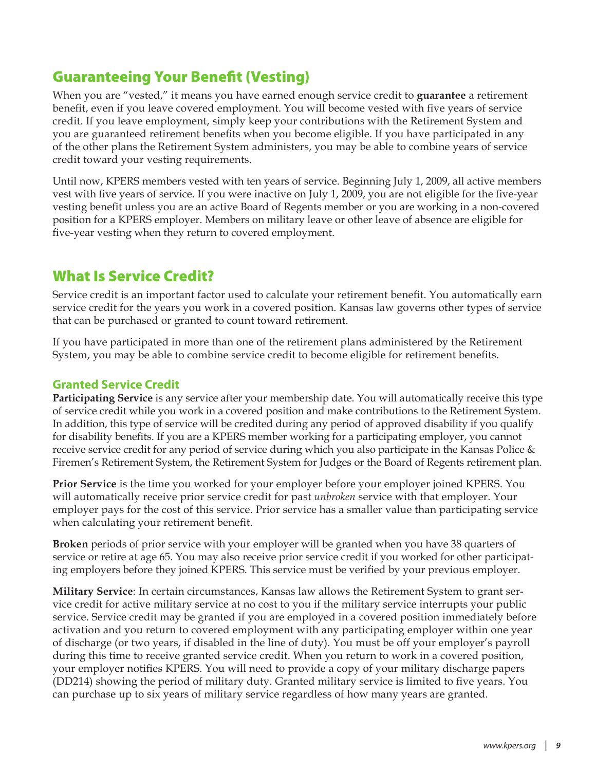## Guaranteeing Your Benefit (Vesting)

When you are "vested," it means you have earned enough service credit to **guarantee** a retirement benefit, even if you leave covered employment. You will become vested with five years of service credit. If you leave employment, simply keep your contributions with the Retirement System and you are guaranteed retirement benefits when you become eligible. If you have participated in any of the other plans the Retirement System administers, you may be able to combine years of service credit toward your vesting requirements.

Until now, KPERS members vested with ten years of service. Beginning July 1, 2009, all active members vest with five years of service. If you were inactive on July 1, 2009, you are not eligible for the five-year vesting benefit unless you are an active Board of Regents member or you are working in a non-covered position for a KPERS employer. Members on military leave or other leave of absence are eligible for five-year vesting when they return to covered employment.

## What Is Service Credit?

Service credit is an important factor used to calculate your retirement benefit. You automatically earn service credit for the years you work in a covered position. Kansas law governs other types of service that can be purchased or granted to count toward retirement.

If you have participated in more than one of the retirement plans administered by the Retirement System, you may be able to combine service credit to become eligible for retirement benefits.

### Granted Service Credit

**Participating Service** is any service after your membership date. You will automatically receive this type of service credit while you work in a covered position and make contributions to the Retirement System. In addition, this type of service will be credited during any period of approved disability if you qualify for disability benefits. If you are a KPERS member working for a participating employer, you cannot receive service credit for any period of service during which you also participate in the Kansas Police & Firemen's Retirement System, the Retirement System for Judges or the Board of Regents retirement plan.

**Prior Service** is the time you worked for your employer before your employer joined KPERS. You will automatically receive prior service credit for past *unbroken* service with that employer. Your employer pays for the cost of this service. Prior service has a smaller value than participating service when calculating your retirement benefit.

**Broken** periods of prior service with your employer will be granted when you have 38 quarters of service or retire at age 65. You may also receive prior service credit if you worked for other participating employers before they joined KPERS. This service must be verified by your previous employer.

**Military Service**: In certain circumstances, Kansas law allows the Retirement System to grant service credit for active military service at no cost to you if the military service interrupts your public service. Service credit may be granted if you are employed in a covered position immediately before activation and you return to covered employment with any participating employer within one year of discharge (or two years, if disabled in the line of duty). You must be off your employer's payroll during this time to receive granted service credit. When you return to work in a covered position, your employer notifies KPERS. You will need to provide a copy of your military discharge papers (DD214) showing the period of military duty. Granted military service is limited to five years. You can purchase up to six years of military service regardless of how many years are granted.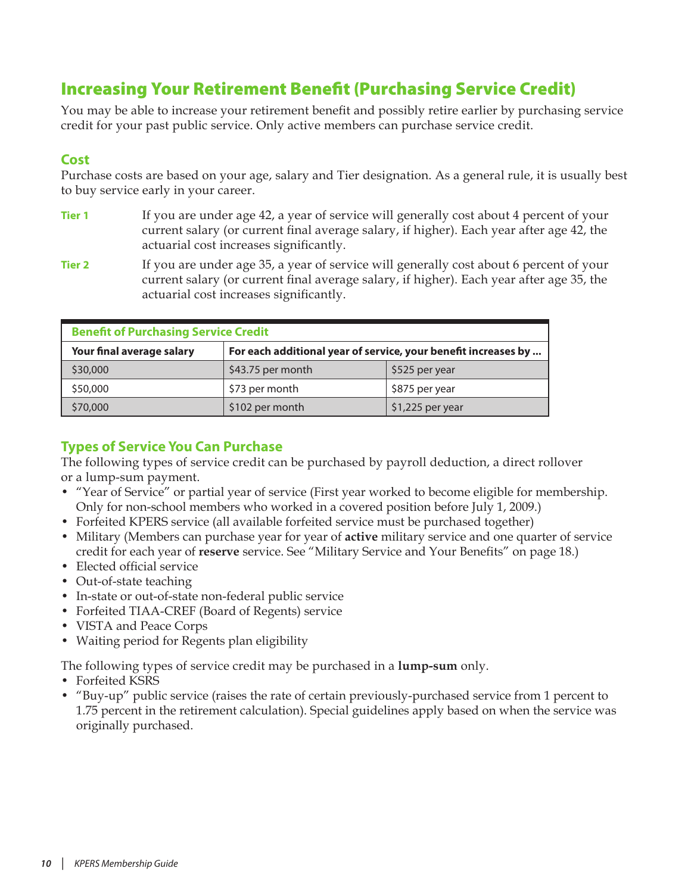## Increasing Your Retirement Benefit (Purchasing Service Credit)

You may be able to increase your retirement benefit and possibly retire earlier by purchasing service credit for your past public service. Only active members can purchase service credit.

### Cost

Purchase costs are based on your age, salary and Tier designation. As a general rule, it is usually best to buy service early in your career.

**Tier 1** If you are under age 42, a year of service will generally cost about 4 percent of your current salary (or current final average salary, if higher). Each year after age 42, the actuarial cost increases significantly.

**Tier 2** If you are under age 35, a year of service will generally cost about 6 percent of your current salary (or current final average salary, if higher). Each year after age 35, the actuarial cost increases significantly.

| Benefit of Purchasing Service Credit | | |
|---|---|---|
| **Your final average salary** | **For each additional year of service, your benefit increases by ...** | |
| $30,000 | $43.75 per month | $525 per year |
| $50,000 | $73 per month | $875 per year |
| $70,000 | $102 per month | $1,225 per year |

### Types of Service You Can Purchase

The following types of service credit can be purchased by payroll deduction, a direct rollover or a lump-sum payment.

- "Year of Service" or partial year of service (First year worked to become eligible for membership. Only for non-school members who worked in a covered position before July 1, 2009.)
- Forfeited KPERS service (all available forfeited service must be purchased together)
- Military (Members can purchase year for year of **active** military service and one quarter of service credit for each year of **reserve** service. See "Military Service and Your Benefits" on page 18.)
- Elected official service
- Out-of-state teaching
- In-state or out-of-state non-federal public service
- Forfeited TIAA-CREF (Board of Regents) service
- VISTA and Peace Corps
- Waiting period for Regents plan eligibility

The following types of service credit may be purchased in a **lump-sum** only.

- Forfeited KSRS
- "Buy-up" public service (raises the rate of certain previously-purchased service from 1 percent to 1.75 percent in the retirement calculation). Special guidelines apply based on when the service was originally purchased.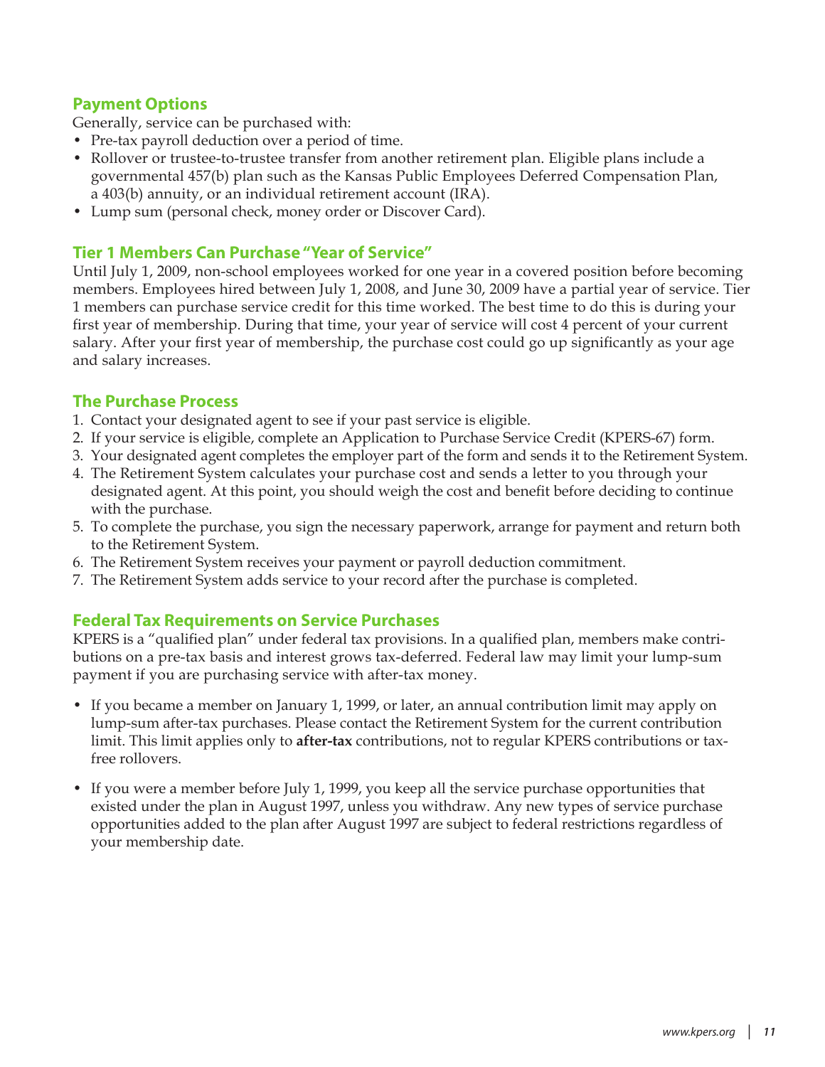## Payment Options

Generally, service can be purchased with:

- Pre-tax payroll deduction over a period of time.
- Rollover or trustee-to-trustee transfer from another retirement plan. Eligible plans include a governmental 457(b) plan such as the Kansas Public Employees Deferred Compensation Plan, a 403(b) annuity, or an individual retirement account (IRA).
- Lump sum (personal check, money order or Discover Card).

## Tier 1 Members Can Purchase "Year of Service"

Until July 1, 2009, non-school employees worked for one year in a covered position before becoming members. Employees hired between July 1, 2008, and June 30, 2009 have a partial year of service. Tier 1 members can purchase service credit for this time worked. The best time to do this is during your first year of membership. During that time, your year of service will cost 4 percent of your current salary. After your first year of membership, the purchase cost could go up significantly as your age and salary increases.

## The Purchase Process

1. Contact your designated agent to see if your past service is eligible.
2. If your service is eligible, complete an Application to Purchase Service Credit (KPERS-67) form.
3. Your designated agent completes the employer part of the form and sends it to the Retirement System.
4. The Retirement System calculates your purchase cost and sends a letter to you through your designated agent. At this point, you should weigh the cost and benefit before deciding to continue with the purchase.
5. To complete the purchase, you sign the necessary paperwork, arrange for payment and return both to the Retirement System.
6. The Retirement System receives your payment or payroll deduction commitment.
7. The Retirement System adds service to your record after the purchase is completed.

## Federal Tax Requirements on Service Purchases

KPERS is a "qualified plan" under federal tax provisions. In a qualified plan, members make contributions on a pre-tax basis and interest grows tax-deferred. Federal law may limit your lump-sum payment if you are purchasing service with after-tax money.

- If you became a member on January 1, 1999, or later, an annual contribution limit may apply on lump-sum after-tax purchases. Please contact the Retirement System for the current contribution limit. This limit applies only to **after-tax** contributions, not to regular KPERS contributions or tax-free rollovers.

- If you were a member before July 1, 1999, you keep all the service purchase opportunities that existed under the plan in August 1997, unless you withdraw. Any new types of service purchase opportunities added to the plan after August 1997 are subject to federal restrictions regardless of your membership date.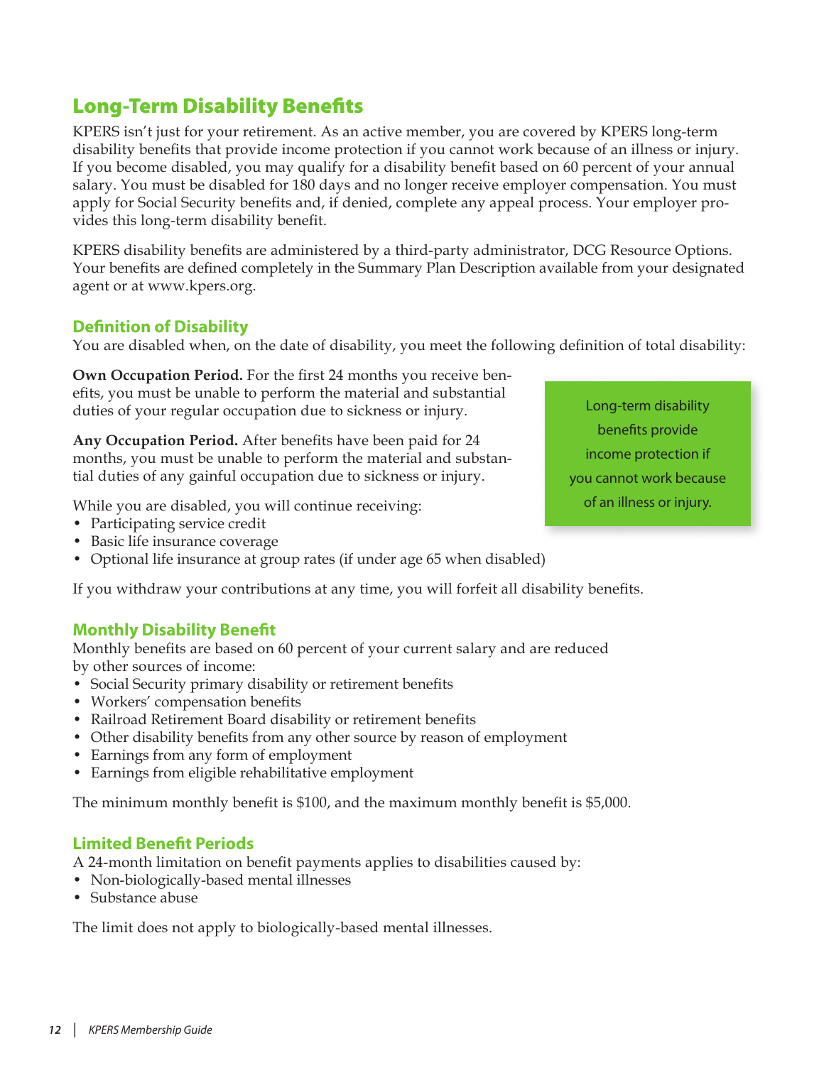## Long-Term Disability Benefits

KPERS isn't just for your retirement. As an active member, you are covered by KPERS long-term disability benefits that provide income protection if you cannot work because of an illness or injury. If you become disabled, you may qualify for a disability benefit based on 60 percent of your annual salary. You must be disabled for 180 days and no longer receive employer compensation. You must apply for Social Security benefits and, if denied, complete any appeal process. Your employer provides this long-term disability benefit.

KPERS disability benefits are administered by a third-party administrator, DCG Resource Options. Your benefits are defined completely in the Summary Plan Description available from your designated agent or at www.kpers.org.

### Definition of Disability

You are disabled when, on the date of disability, you meet the following definition of total disability:

**Own Occupation Period.** For the first 24 months you receive benefits, you must be unable to perform the material and substantial duties of your regular occupation due to sickness or injury.

**Any Occupation Period.** After benefits have been paid for 24 months, you must be unable to perform the material and substantial duties of any gainful occupation due to sickness or injury.

> Long-term disability benefits provide income protection if you cannot work because of an illness or injury.

While you are disabled, you will continue receiving:

- Participating service credit
- Basic life insurance coverage
- Optional life insurance at group rates (if under age 65 when disabled)

If you withdraw your contributions at any time, you will forfeit all disability benefits.

### Monthly Disability Benefit

Monthly benefits are based on 60 percent of your current salary and are reduced by other sources of income:

- Social Security primary disability or retirement benefits
- Workers' compensation benefits
- Railroad Retirement Board disability or retirement benefits
- Other disability benefits from any other source by reason of employment
- Earnings from any form of employment
- Earnings from eligible rehabilitative employment

The minimum monthly benefit is $100, and the maximum monthly benefit is $5,000.

### Limited Benefit Periods

A 24-month limitation on benefit payments applies to disabilities caused by:

- Non-biologically-based mental illnesses
- Substance abuse

The limit does not apply to biologically-based mental illnesses.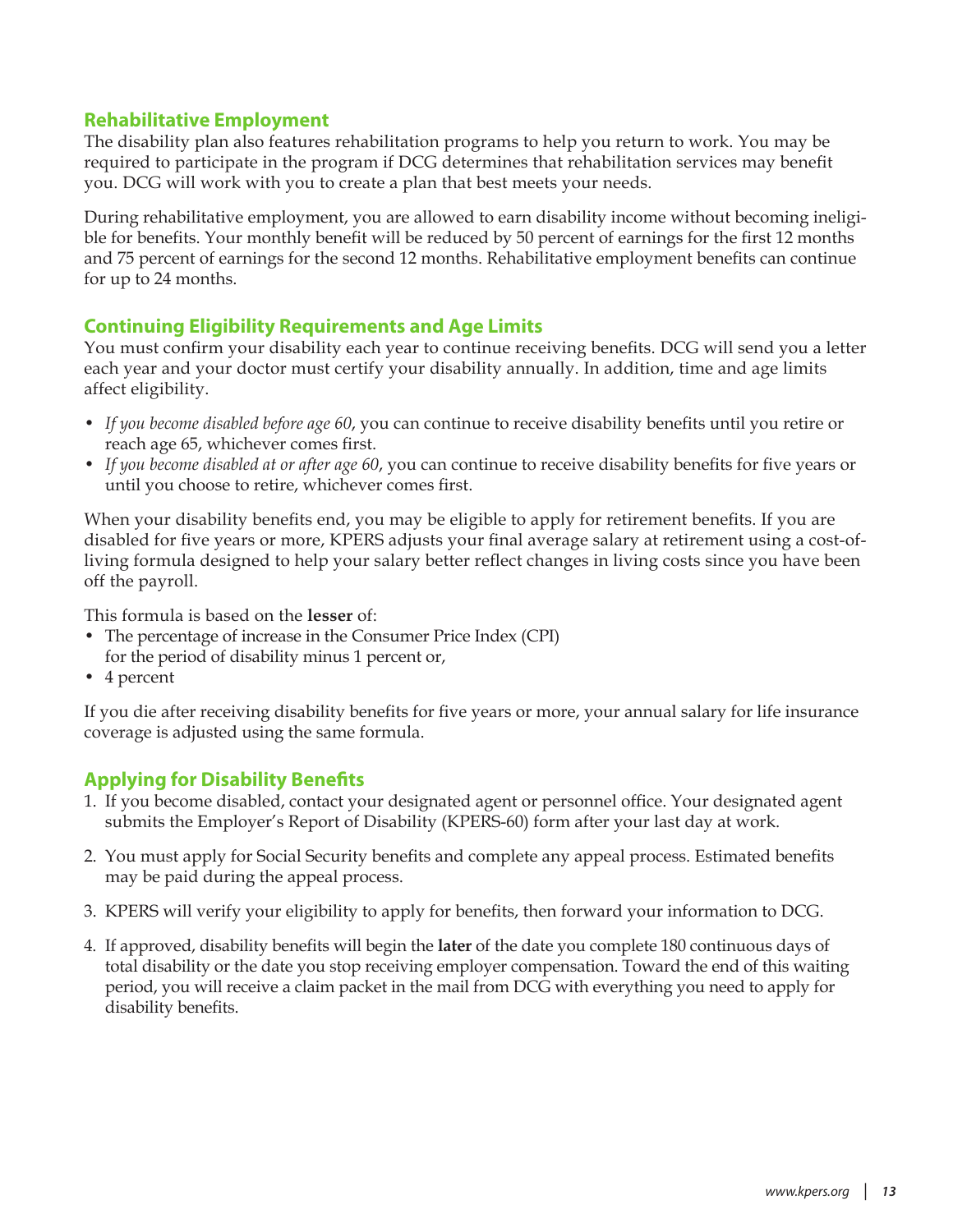## Rehabilitative Employment

The disability plan also features rehabilitation programs to help you return to work. You may be required to participate in the program if DCG determines that rehabilitation services may benefit you. DCG will work with you to create a plan that best meets your needs.

During rehabilitative employment, you are allowed to earn disability income without becoming ineligible for benefits. Your monthly benefit will be reduced by 50 percent of earnings for the first 12 months and 75 percent of earnings for the second 12 months. Rehabilitative employment benefits can continue for up to 24 months.

## Continuing Eligibility Requirements and Age Limits

You must confirm your disability each year to continue receiving benefits. DCG will send you a letter each year and your doctor must certify your disability annually. In addition, time and age limits affect eligibility.

- *If you become disabled before age 60*, you can continue to receive disability benefits until you retire or reach age 65, whichever comes first.
- *If you become disabled at or after age 60*, you can continue to receive disability benefits for five years or until you choose to retire, whichever comes first.

When your disability benefits end, you may be eligible to apply for retirement benefits. If you are disabled for five years or more, KPERS adjusts your final average salary at retirement using a cost-of-living formula designed to help your salary better reflect changes in living costs since you have been off the payroll.

This formula is based on the **lesser** of:

- The percentage of increase in the Consumer Price Index (CPI) for the period of disability minus 1 percent or,
- 4 percent

If you die after receiving disability benefits for five years or more, your annual salary for life insurance coverage is adjusted using the same formula.

## Applying for Disability Benefits

1. If you become disabled, contact your designated agent or personnel office. Your designated agent submits the Employer's Report of Disability (KPERS-60) form after your last day at work.
2. You must apply for Social Security benefits and complete any appeal process. Estimated benefits may be paid during the appeal process.
3. KPERS will verify your eligibility to apply for benefits, then forward your information to DCG.
4. If approved, disability benefits will begin the **later** of the date you complete 180 continuous days of total disability or the date you stop receiving employer compensation. Toward the end of this waiting period, you will receive a claim packet in the mail from DCG with everything you need to apply for disability benefits.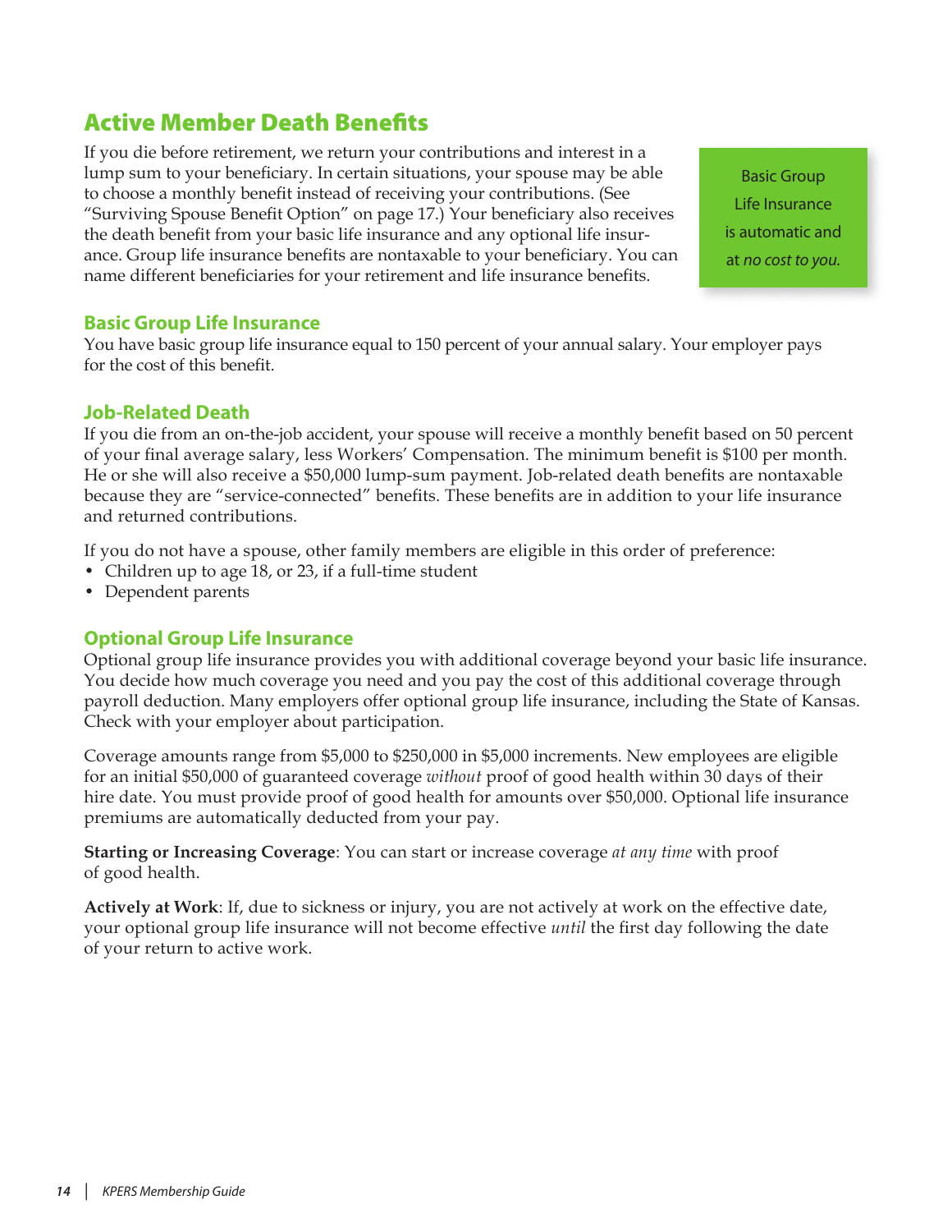## Active Member Death Benefits

If you die before retirement, we return your contributions and interest in a lump sum to your beneficiary. In certain situations, your spouse may be able to choose a monthly benefit instead of receiving your contributions. (See "Surviving Spouse Benefit Option" on page 17.) Your beneficiary also receives the death benefit from your basic life insurance and any optional life insurance. Group life insurance benefits are nontaxable to your beneficiary. You can name different beneficiaries for your retirement and life insurance benefits.

Basic Group Life Insurance is automatic and at *no cost to you.*

### Basic Group Life Insurance

You have basic group life insurance equal to 150 percent of your annual salary. Your employer pays for the cost of this benefit.

### Job-Related Death

If you die from an on-the-job accident, your spouse will receive a monthly benefit based on 50 percent of your final average salary, less Workers' Compensation. The minimum benefit is $100 per month. He or she will also receive a $50,000 lump-sum payment. Job-related death benefits are nontaxable because they are "service-connected" benefits. These benefits are in addition to your life insurance and returned contributions.

If you do not have a spouse, other family members are eligible in this order of preference:

- Children up to age 18, or 23, if a full-time student
- Dependent parents

### Optional Group Life Insurance

Optional group life insurance provides you with additional coverage beyond your basic life insurance. You decide how much coverage you need and you pay the cost of this additional coverage through payroll deduction. Many employers offer optional group life insurance, including the State of Kansas. Check with your employer about participation.

Coverage amounts range from $5,000 to $250,000 in $5,000 increments. New employees are eligible for an initial $50,000 of guaranteed coverage *without* proof of good health within 30 days of their hire date. You must provide proof of good health for amounts over $50,000. Optional life insurance premiums are automatically deducted from your pay.

**Starting or Increasing Coverage**: You can start or increase coverage *at any time* with proof of good health.

**Actively at Work**: If, due to sickness or injury, you are not actively at work on the effective date, your optional group life insurance will not become effective *until* the first day following the date of your return to active work.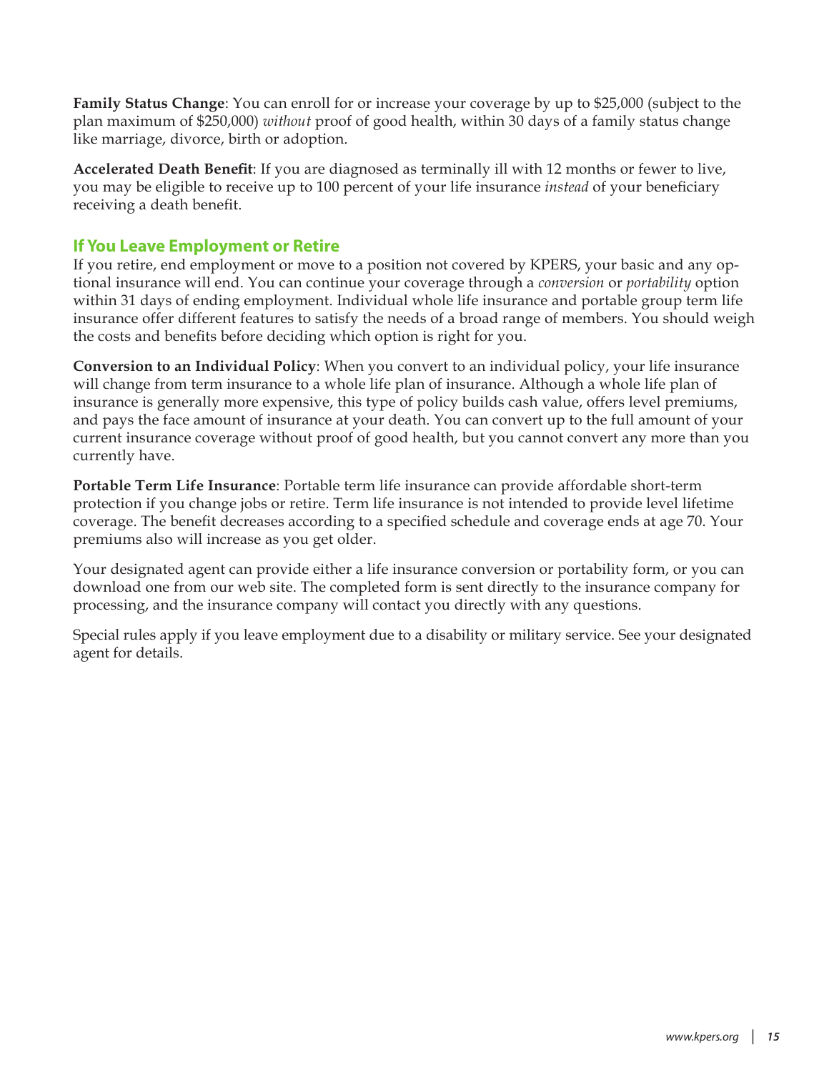**Family Status Change**: You can enroll for or increase your coverage by up to $25,000 (subject to the plan maximum of $250,000) *without* proof of good health, within 30 days of a family status change like marriage, divorce, birth or adoption.

**Accelerated Death Benefit**: If you are diagnosed as terminally ill with 12 months or fewer to live, you may be eligible to receive up to 100 percent of your life insurance *instead* of your beneficiary receiving a death benefit.

## If You Leave Employment or Retire

If you retire, end employment or move to a position not covered by KPERS, your basic and any optional insurance will end. You can continue your coverage through a *conversion* or *portability* option within 31 days of ending employment. Individual whole life insurance and portable group term life insurance offer different features to satisfy the needs of a broad range of members. You should weigh the costs and benefits before deciding which option is right for you.

**Conversion to an Individual Policy**: When you convert to an individual policy, your life insurance will change from term insurance to a whole life plan of insurance. Although a whole life plan of insurance is generally more expensive, this type of policy builds cash value, offers level premiums, and pays the face amount of insurance at your death. You can convert up to the full amount of your current insurance coverage without proof of good health, but you cannot convert any more than you currently have.

**Portable Term Life Insurance**: Portable term life insurance can provide affordable short-term protection if you change jobs or retire. Term life insurance is not intended to provide level lifetime coverage. The benefit decreases according to a specified schedule and coverage ends at age 70. Your premiums also will increase as you get older.

Your designated agent can provide either a life insurance conversion or portability form, or you can download one from our web site. The completed form is sent directly to the insurance company for processing, and the insurance company will contact you directly with any questions.

Special rules apply if you leave employment due to a disability or military service. See your designated agent for details.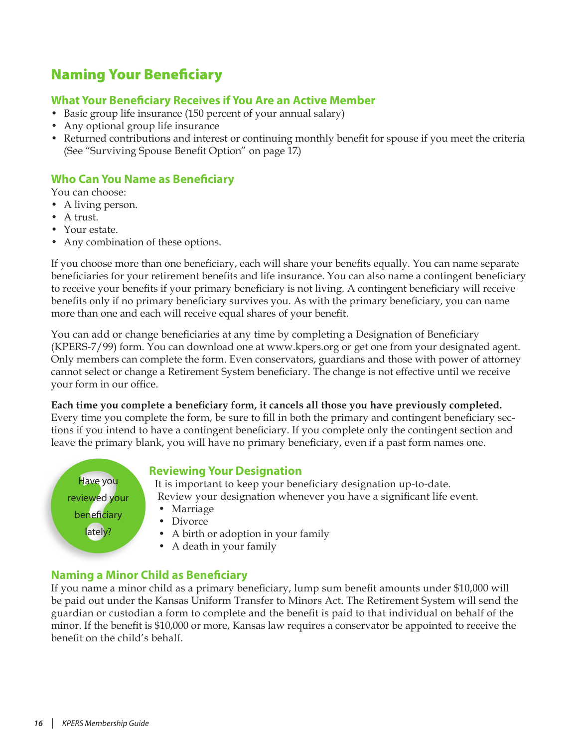# Naming Your Beneficiary

## What Your Beneficiary Receives if You Are an Active Member

- Basic group life insurance (150 percent of your annual salary)
- Any optional group life insurance
- Returned contributions and interest or continuing monthly benefit for spouse if you meet the criteria (See "Surviving Spouse Benefit Option" on page 17.)

## Who Can You Name as Beneficiary

You can choose:

- A living person.
- A trust.
- Your estate.
- Any combination of these options.

If you choose more than one beneficiary, each will share your benefits equally. You can name separate beneficiaries for your retirement benefits and life insurance. You can also name a contingent beneficiary to receive your benefits if your primary beneficiary is not living. A contingent beneficiary will receive benefits only if no primary beneficiary survives you. As with the primary beneficiary, you can name more than one and each will receive equal shares of your benefit.

You can add or change beneficiaries at any time by completing a Designation of Beneficiary (KPERS-7/99) form. You can download one at www.kpers.org or get one from your designated agent. Only members can complete the form. Even conservators, guardians and those with power of attorney cannot select or change a Retirement System beneficiary. The change is not effective until we receive your form in our office.

**Each time you complete a beneficiary form, it cancels all those you have previously completed.** Every time you complete the form, be sure to fill in both the primary and contingent beneficiary sections if you intend to have a contingent beneficiary. If you complete only the contingent section and leave the primary blank, you will have no primary beneficiary, even if a past form names one.

Have you reviewed your beneficiary lately?

## Reviewing Your Designation

It is important to keep your beneficiary designation up-to-date. Review your designation whenever you have a significant life event.

- Marriage
- Divorce
- A birth or adoption in your family
- A death in your family

## Naming a Minor Child as Beneficiary

If you name a minor child as a primary beneficiary, lump sum benefit amounts under $10,000 will be paid out under the Kansas Uniform Transfer to Minors Act. The Retirement System will send the guardian or custodian a form to complete and the benefit is paid to that individual on behalf of the minor. If the benefit is $10,000 or more, Kansas law requires a conservator be appointed to receive the benefit on the child's behalf.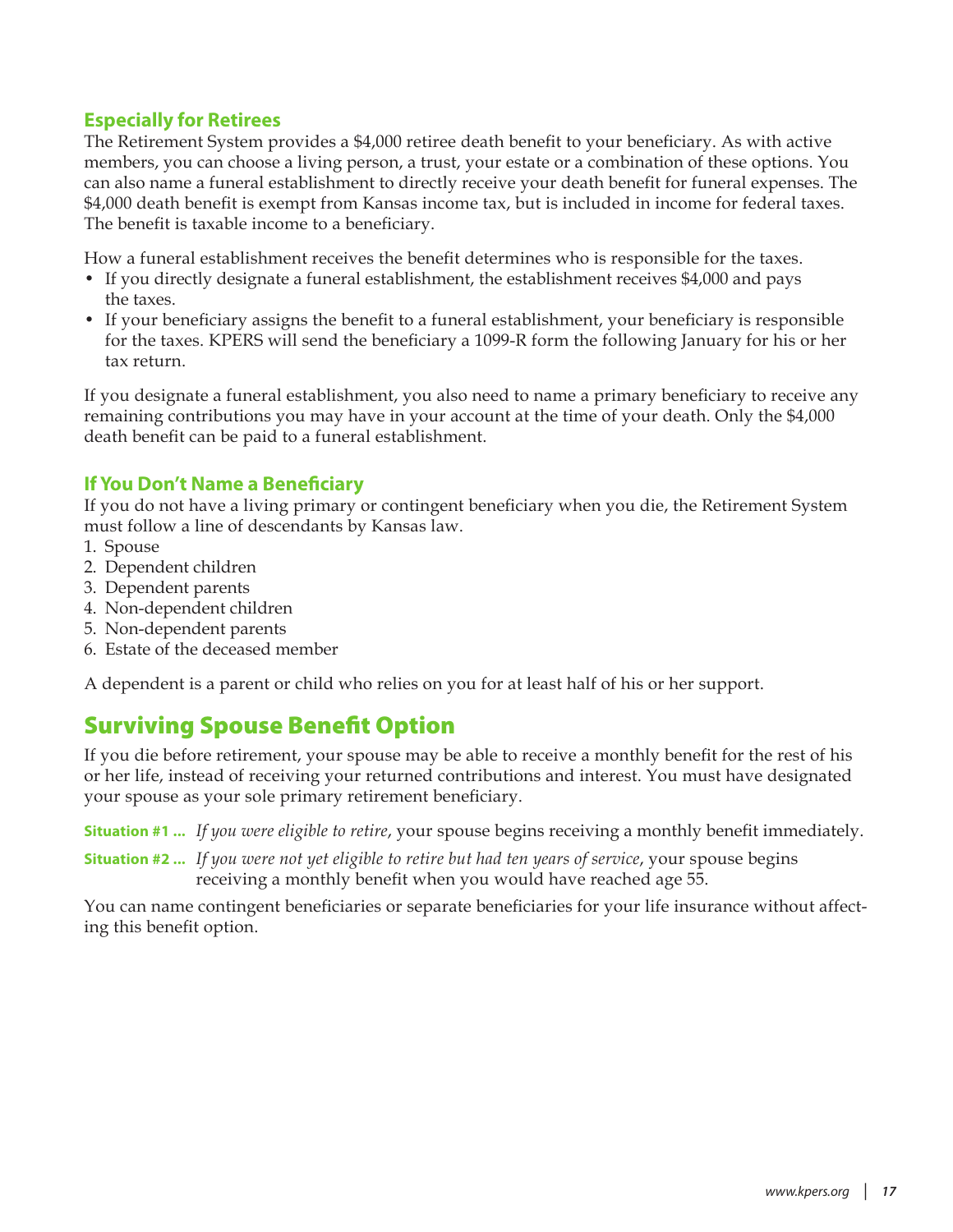### Especially for Retirees

The Retirement System provides a $4,000 retiree death benefit to your beneficiary. As with active members, you can choose a living person, a trust, your estate or a combination of these options. You can also name a funeral establishment to directly receive your death benefit for funeral expenses. The $4,000 death benefit is exempt from Kansas income tax, but is included in income for federal taxes. The benefit is taxable income to a beneficiary.

How a funeral establishment receives the benefit determines who is responsible for the taxes.

- If you directly designate a funeral establishment, the establishment receives $4,000 and pays the taxes.
- If your beneficiary assigns the benefit to a funeral establishment, your beneficiary is responsible for the taxes. KPERS will send the beneficiary a 1099-R form the following January for his or her tax return.

If you designate a funeral establishment, you also need to name a primary beneficiary to receive any remaining contributions you may have in your account at the time of your death. Only the $4,000 death benefit can be paid to a funeral establishment.

### If You Don't Name a Beneficiary

If you do not have a living primary or contingent beneficiary when you die, the Retirement System must follow a line of descendants by Kansas law.

1. Spouse
2. Dependent children
3. Dependent parents
4. Non-dependent children
5. Non-dependent parents
6. Estate of the deceased member

A dependent is a parent or child who relies on you for at least half of his or her support.

## Surviving Spouse Benefit Option

If you die before retirement, your spouse may be able to receive a monthly benefit for the rest of his or her life, instead of receiving your returned contributions and interest. You must have designated your spouse as your sole primary retirement beneficiary.

**Situation #1 ...** *If you were eligible to retire*, your spouse begins receiving a monthly benefit immediately.

**Situation #2 ...** *If you were not yet eligible to retire but had ten years of service*, your spouse begins receiving a monthly benefit when you would have reached age 55.

You can name contingent beneficiaries or separate beneficiaries for your life insurance without affecting this benefit option.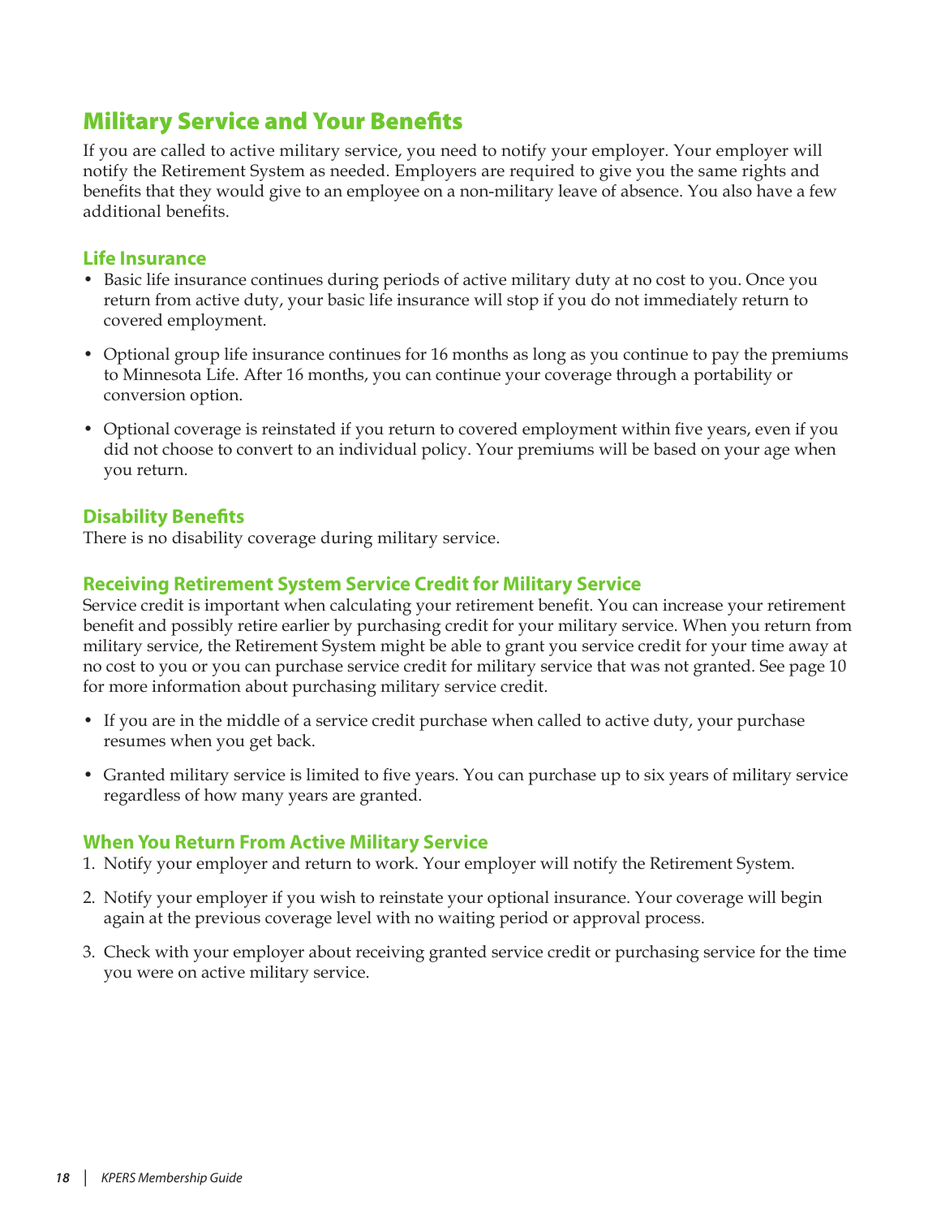## Military Service and Your Benefits

If you are called to active military service, you need to notify your employer. Your employer will notify the Retirement System as needed. Employers are required to give you the same rights and benefits that they would give to an employee on a non-military leave of absence. You also have a few additional benefits.

### Life Insurance

- Basic life insurance continues during periods of active military duty at no cost to you. Once you return from active duty, your basic life insurance will stop if you do not immediately return to covered employment.
- Optional group life insurance continues for 16 months as long as you continue to pay the premiums to Minnesota Life. After 16 months, you can continue your coverage through a portability or conversion option.
- Optional coverage is reinstated if you return to covered employment within five years, even if you did not choose to convert to an individual policy. Your premiums will be based on your age when you return.

### Disability Benefits

There is no disability coverage during military service.

### Receiving Retirement System Service Credit for Military Service

Service credit is important when calculating your retirement benefit. You can increase your retirement benefit and possibly retire earlier by purchasing credit for your military service. When you return from military service, the Retirement System might be able to grant you service credit for your time away at no cost to you or you can purchase service credit for military service that was not granted. See page 10 for more information about purchasing military service credit.

- If you are in the middle of a service credit purchase when called to active duty, your purchase resumes when you get back.
- Granted military service is limited to five years. You can purchase up to six years of military service regardless of how many years are granted.

### When You Return From Active Military Service

1. Notify your employer and return to work. Your employer will notify the Retirement System.
2. Notify your employer if you wish to reinstate your optional insurance. Your coverage will begin again at the previous coverage level with no waiting period or approval process.
3. Check with your employer about receiving granted service credit or purchasing service for the time you were on active military service.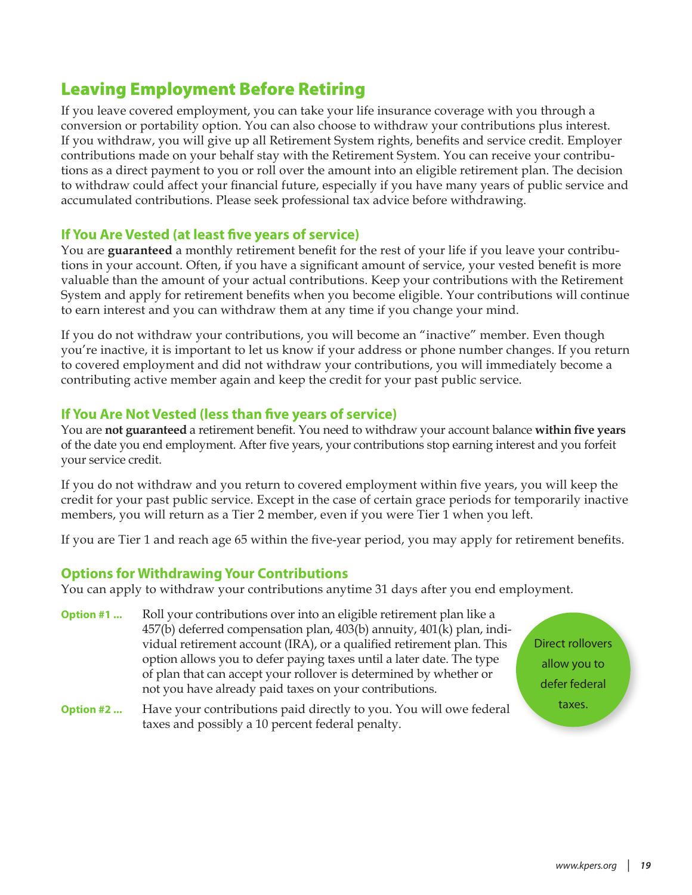## Leaving Employment Before Retiring

If you leave covered employment, you can take your life insurance coverage with you through a conversion or portability option. You can also choose to withdraw your contributions plus interest. If you withdraw, you will give up all Retirement System rights, benefits and service credit. Employer contributions made on your behalf stay with the Retirement System. You can receive your contributions as a direct payment to you or roll over the amount into an eligible retirement plan. The decision to withdraw could affect your financial future, especially if you have many years of public service and accumulated contributions. Please seek professional tax advice before withdrawing.

### If You Are Vested (at least five years of service)

You are **guaranteed** a monthly retirement benefit for the rest of your life if you leave your contributions in your account. Often, if you have a significant amount of service, your vested benefit is more valuable than the amount of your actual contributions. Keep your contributions with the Retirement System and apply for retirement benefits when you become eligible. Your contributions will continue to earn interest and you can withdraw them at any time if you change your mind.

If you do not withdraw your contributions, you will become an "inactive" member. Even though you're inactive, it is important to let us know if your address or phone number changes. If you return to covered employment and did not withdraw your contributions, you will immediately become a contributing active member again and keep the credit for your past public service.

### If You Are Not Vested (less than five years of service)

You are **not guaranteed** a retirement benefit. You need to withdraw your account balance **within five years** of the date you end employment. After five years, your contributions stop earning interest and you forfeit your service credit.

If you do not withdraw and you return to covered employment within five years, you will keep the credit for your past public service. Except in the case of certain grace periods for temporarily inactive members, you will return as a Tier 2 member, even if you were Tier 1 when you left.

If you are Tier 1 and reach age 65 within the five-year period, you may apply for retirement benefits.

### Options for Withdrawing Your Contributions

You can apply to withdraw your contributions anytime 31 days after you end employment.

**Option #1 ...** Roll your contributions over into an eligible retirement plan like a 457(b) deferred compensation plan, 403(b) annuity, 401(k) plan, individual retirement account (IRA), or a qualified retirement plan. This option allows you to defer paying taxes until a later date. The type of plan that can accept your rollover is determined by whether or not you have already paid taxes on your contributions.

**Option #2 ...** Have your contributions paid directly to you. You will owe federal taxes and possibly a 10 percent federal penalty.

Direct rollovers allow you to defer federal taxes.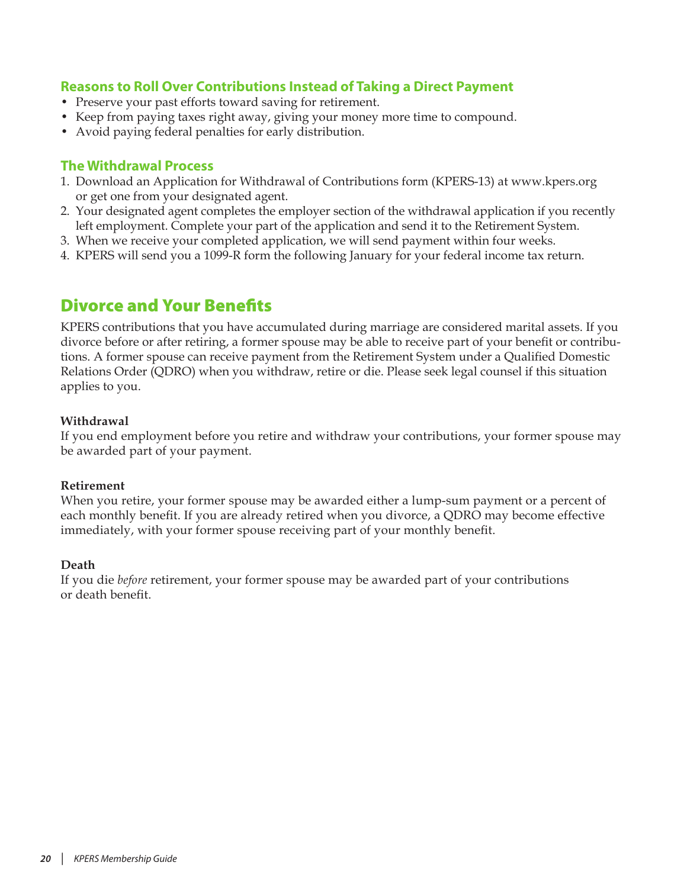### Reasons to Roll Over Contributions Instead of Taking a Direct Payment

- Preserve your past efforts toward saving for retirement.
- Keep from paying taxes right away, giving your money more time to compound.
- Avoid paying federal penalties for early distribution.

### The Withdrawal Process

1. Download an Application for Withdrawal of Contributions form (KPERS-13) at www.kpers.org or get one from your designated agent.
2. Your designated agent completes the employer section of the withdrawal application if you recently left employment. Complete your part of the application and send it to the Retirement System.
3. When we receive your completed application, we will send payment within four weeks.
4. KPERS will send you a 1099-R form the following January for your federal income tax return.

## Divorce and Your Benefits

KPERS contributions that you have accumulated during marriage are considered marital assets. If you divorce before or after retiring, a former spouse may be able to receive part of your benefit or contributions. A former spouse can receive payment from the Retirement System under a Qualified Domestic Relations Order (QDRO) when you withdraw, retire or die. Please seek legal counsel if this situation applies to you.

**Withdrawal**

If you end employment before you retire and withdraw your contributions, your former spouse may be awarded part of your payment.

**Retirement**

When you retire, your former spouse may be awarded either a lump-sum payment or a percent of each monthly benefit. If you are already retired when you divorce, a QDRO may become effective immediately, with your former spouse receiving part of your monthly benefit.

**Death**

If you die *before* retirement, your former spouse may be awarded part of your contributions or death benefit.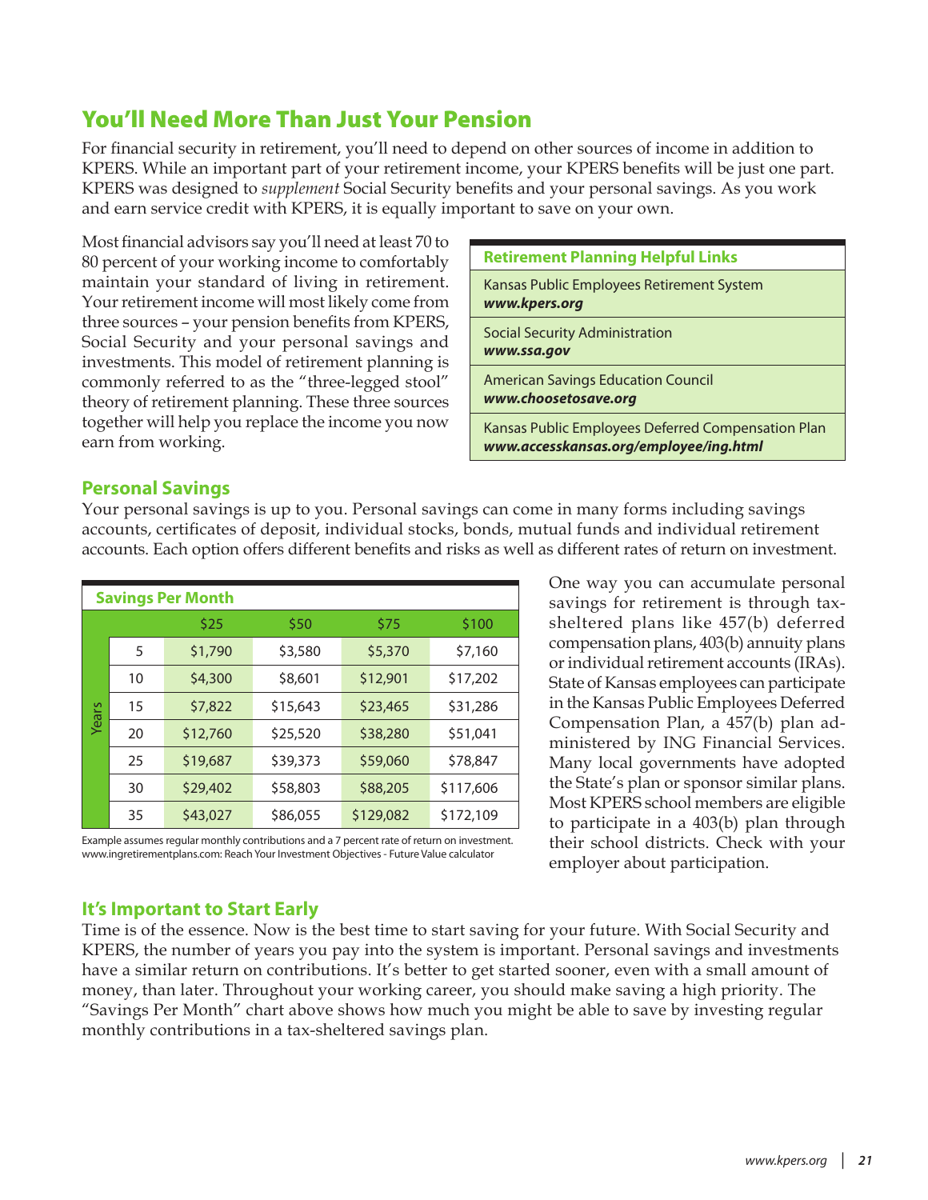# You'll Need More Than Just Your Pension

For financial security in retirement, you'll need to depend on other sources of income in addition to KPERS. While an important part of your retirement income, your KPERS benefits will be just one part. KPERS was designed to *supplement* Social Security benefits and your personal savings. As you work and earn service credit with KPERS, it is equally important to save on your own.

Most financial advisors say you'll need at least 70 to 80 percent of your working income to comfortably maintain your standard of living in retirement. Your retirement income will most likely come from three sources – your pension benefits from KPERS, Social Security and your personal savings and investments. This model of retirement planning is commonly referred to as the "three-legged stool" theory of retirement planning. These three sources together will help you replace the income you now earn from working.

| Retirement Planning Helpful Links |
|---|
| Kansas Public Employees Retirement System ***www.kpers.org*** |
| Social Security Administration ***www.ssa.gov*** |
| American Savings Education Council ***www.choosetosave.org*** |
| Kansas Public Employees Deferred Compensation Plan ***www.accesskansas.org/employee/ing.html*** |

## Personal Savings

Your personal savings is up to you. Personal savings can come in many forms including savings accounts, certificates of deposit, individual stocks, bonds, mutual funds and individual retirement accounts. Each option offers different benefits and risks as well as different rates of return on investment.

**Savings Per Month**

| Years | $25 | $50 | $75 | $100 |
|---|---|---|---|---|
| 5 | $1,790 | $3,580 | $5,370 | $7,160 |
| 10 | $4,300 | $8,601 | $12,901 | $17,202 |
| 15 | $7,822 | $15,643 | $23,465 | $31,286 |
| 20 | $12,760 | $25,520 | $38,280 | $51,041 |
| 25 | $19,687 | $39,373 | $59,060 | $78,847 |
| 30 | $29,402 | $58,803 | $88,205 | $117,606 |
| 35 | $43,027 | $86,055 | $129,082 | $172,109 |

Example assumes regular monthly contributions and a 7 percent rate of return on investment. www.ingretirementplans.com: Reach Your Investment Objectives - Future Value calculator

One way you can accumulate personal savings for retirement is through tax-sheltered plans like 457(b) deferred compensation plans, 403(b) annuity plans or individual retirement accounts (IRAs). State of Kansas employees can participate in the Kansas Public Employees Deferred Compensation Plan, a 457(b) plan administered by ING Financial Services. Many local governments have adopted the State's plan or sponsor similar plans. Most KPERS school members are eligible to participate in a 403(b) plan through their school districts. Check with your employer about participation.

## It's Important to Start Early

Time is of the essence. Now is the best time to start saving for your future. With Social Security and KPERS, the number of years you pay into the system is important. Personal savings and investments have a similar return on contributions. It's better to get started sooner, even with a small amount of money, than later. Throughout your working career, you should make saving a high priority. The "Savings Per Month" chart above shows how much you might be able to save by investing regular monthly contributions in a tax-sheltered savings plan.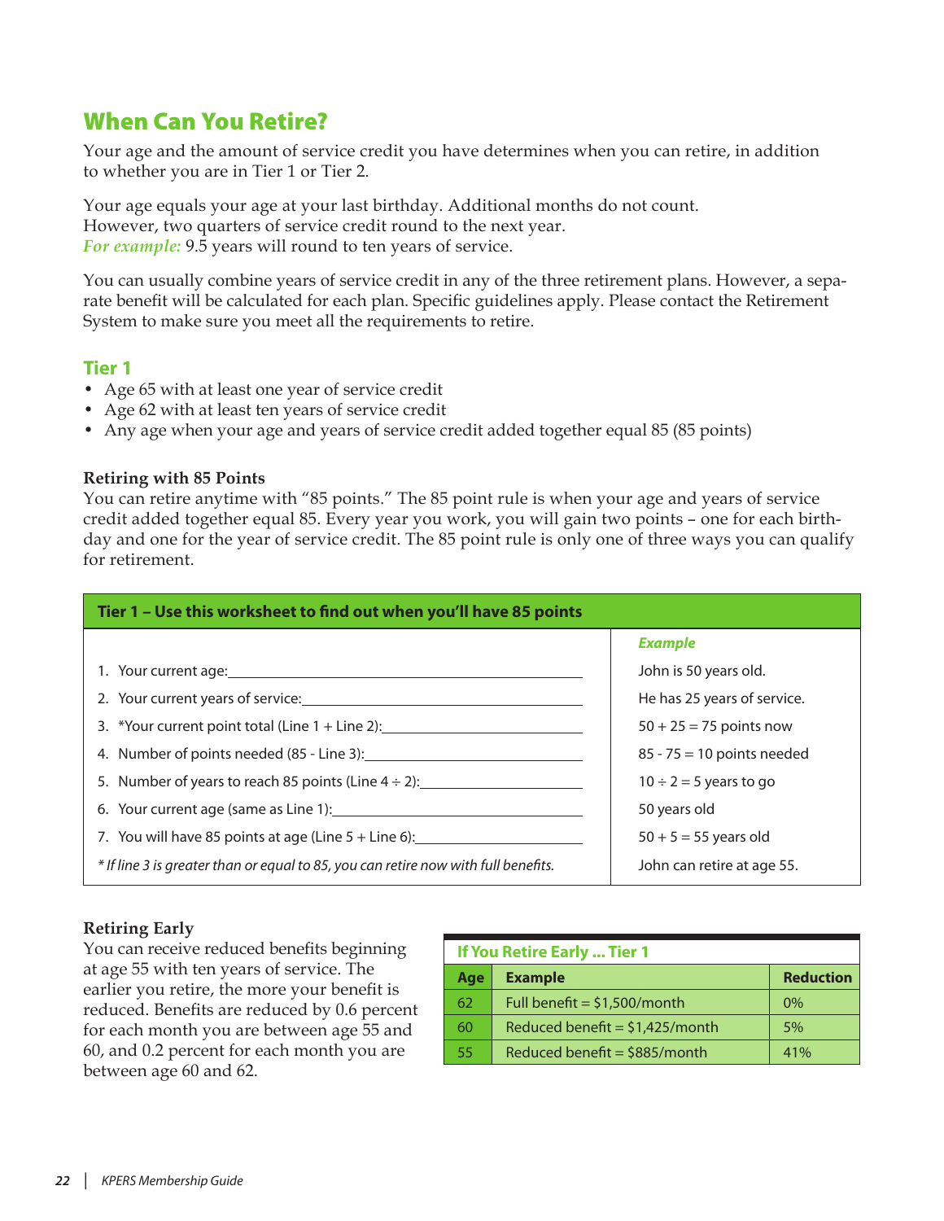## When Can You Retire?

Your age and the amount of service credit you have determines when you can retire, in addition to whether you are in Tier 1 or Tier 2.

Your age equals your age at your last birthday. Additional months do not count. However, two quarters of service credit round to the next year. *For example:* 9.5 years will round to ten years of service.

You can usually combine years of service credit in any of the three retirement plans. However, a separate benefit will be calculated for each plan. Specific guidelines apply. Please contact the Retirement System to make sure you meet all the requirements to retire.

### Tier 1

- Age 65 with at least one year of service credit
- Age 62 with at least ten years of service credit
- Any age when your age and years of service credit added together equal 85 (85 points)

**Retiring with 85 Points**

You can retire anytime with "85 points." The 85 point rule is when your age and years of service credit added together equal 85. Every year you work, you will gain two points – one for each birthday and one for the year of service credit. The 85 point rule is only one of three ways you can qualify for retirement.

| Tier 1 – Use this worksheet to find out when you'll have 85 points | |
|---|---|
| | *Example* |
| 1. Your current age:______ | John is 50 years old. |
| 2. Your current years of service:______ | He has 25 years of service. |
| 3. *Your current point total (Line 1 + Line 2):______ | 50 + 25 = 75 points now |
| 4. Number of points needed (85 - Line 3):______ | 85 - 75 = 10 points needed |
| 5. Number of years to reach 85 points (Line 4 ÷ 2):______ | 10 ÷ 2 = 5 years to go |
| 6. Your current age (same as Line 1):______ | 50 years old |
| 7. You will have 85 points at age (Line 5 + Line 6):______ | 50 + 5 = 55 years old |
| *\* If line 3 is greater than or equal to 85, you can retire now with full benefits.* | John can retire at age 55. |

**Retiring Early**

You can receive reduced benefits beginning at age 55 with ten years of service. The earlier you retire, the more your benefit is reduced. Benefits are reduced by 0.6 percent for each month you are between age 55 and 60, and 0.2 percent for each month you are between age 60 and 62.

| If You Retire Early ... Tier 1 | | |
|---|---|---|
| **Age** | **Example** | **Reduction** |
| 62 | Full benefit = $1,500/month | 0% |
| 60 | Reduced benefit = $1,425/month | 5% |
| 55 | Reduced benefit = $885/month | 41% |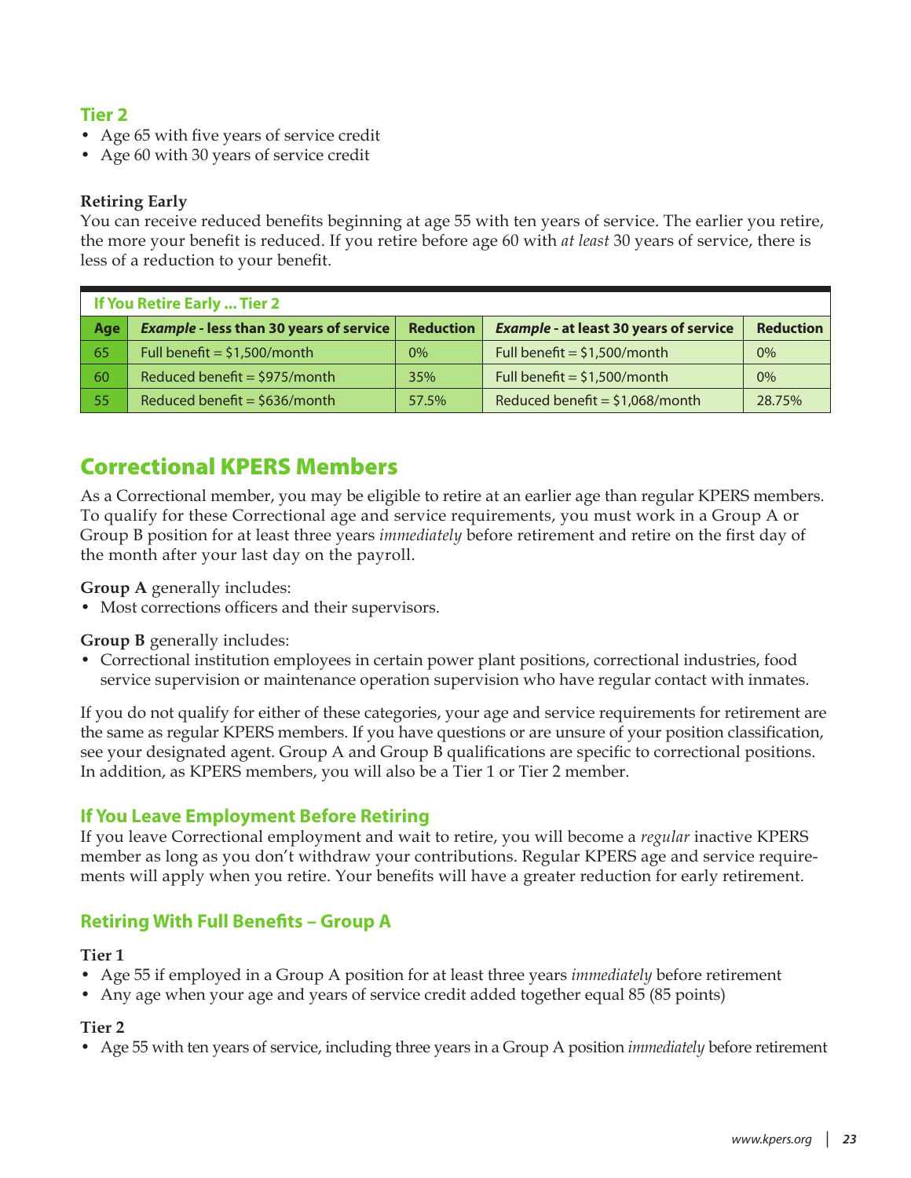### Tier 2

- Age 65 with five years of service credit
- Age 60 with 30 years of service credit

**Retiring Early**

You can receive reduced benefits beginning at age 55 with ten years of service. The earlier you retire, the more your benefit is reduced. If you retire before age 60 with *at least* 30 years of service, there is less of a reduction to your benefit.

| If You Retire Early ... Tier 2 | | | | |
|---|---|---|---|---|
| **Age** | ***Example* - less than 30 years of service** | **Reduction** | ***Example* - at least 30 years of service** | **Reduction** |
| 65 | Full benefit = $1,500/month | 0% | Full benefit = $1,500/month | 0% |
| 60 | Reduced benefit = $975/month | 35% | Full benefit = $1,500/month | 0% |
| 55 | Reduced benefit = $636/month | 57.5% | Reduced benefit = $1,068/month | 28.75% |

## Correctional KPERS Members

As a Correctional member, you may be eligible to retire at an earlier age than regular KPERS members. To qualify for these Correctional age and service requirements, you must work in a Group A or Group B position for at least three years *immediately* before retirement and retire on the first day of the month after your last day on the payroll.

**Group A** generally includes:

- Most corrections officers and their supervisors.

**Group B** generally includes:

- Correctional institution employees in certain power plant positions, correctional industries, food service supervision or maintenance operation supervision who have regular contact with inmates.

If you do not qualify for either of these categories, your age and service requirements for retirement are the same as regular KPERS members. If you have questions or are unsure of your position classification, see your designated agent. Group A and Group B qualifications are specific to correctional positions. In addition, as KPERS members, you will also be a Tier 1 or Tier 2 member.

### If You Leave Employment Before Retiring

If you leave Correctional employment and wait to retire, you will become a *regular* inactive KPERS member as long as you don't withdraw your contributions. Regular KPERS age and service requirements will apply when you retire. Your benefits will have a greater reduction for early retirement.

### Retiring With Full Benefits – Group A

**Tier 1**

- Age 55 if employed in a Group A position for at least three years *immediately* before retirement
- Any age when your age and years of service credit added together equal 85 (85 points)

**Tier 2**

- Age 55 with ten years of service, including three years in a Group A position *immediately* before retirement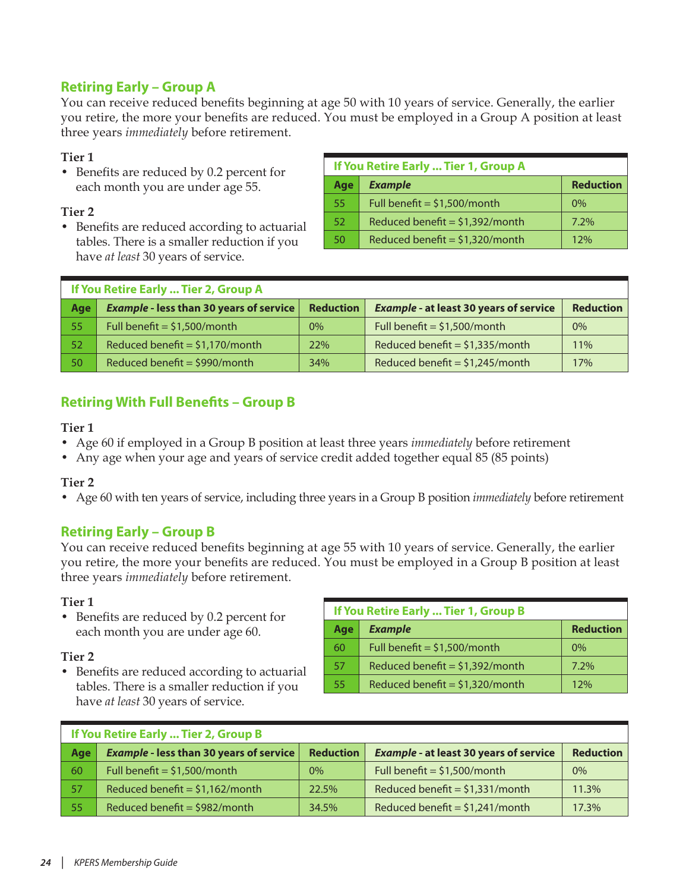## Retiring Early – Group A

You can receive reduced benefits beginning at age 50 with 10 years of service. Generally, the earlier you retire, the more your benefits are reduced. You must be employed in a Group A position at least three years *immediately* before retirement.

**Tier 1**

- Benefits are reduced by 0.2 percent for each month you are under age 55.

**Tier 2**

- Benefits are reduced according to actuarial tables. There is a smaller reduction if you have *at least* 30 years of service.

| If You Retire Early ... Tier 1, Group A | | |
|---|---|---|
| **Age** | ***Example*** | **Reduction** |
| 55 | Full benefit = $1,500/month | 0% |
| 52 | Reduced benefit = $1,392/month | 7.2% |
| 50 | Reduced benefit = $1,320/month | 12% |

| If You Retire Early ... Tier 2, Group A | | | | |
|---|---|---|---|---|
| **Age** | ***Example* - less than 30 years of service** | **Reduction** | ***Example* - at least 30 years of service** | **Reduction** |
| 55 | Full benefit = $1,500/month | 0% | Full benefit = $1,500/month | 0% |
| 52 | Reduced benefit = $1,170/month | 22% | Reduced benefit = $1,335/month | 11% |
| 50 | Reduced benefit = $990/month | 34% | Reduced benefit = $1,245/month | 17% |

## Retiring With Full Benefits – Group B

**Tier 1**

- Age 60 if employed in a Group B position at least three years *immediately* before retirement
- Any age when your age and years of service credit added together equal 85 (85 points)

**Tier 2**

- Age 60 with ten years of service, including three years in a Group B position *immediately* before retirement

## Retiring Early – Group B

You can receive reduced benefits beginning at age 55 with 10 years of service. Generally, the earlier you retire, the more your benefits are reduced. You must be employed in a Group B position at least three years *immediately* before retirement.

**Tier 1**

- Benefits are reduced by 0.2 percent for each month you are under age 60.

**Tier 2**

- Benefits are reduced according to actuarial tables. There is a smaller reduction if you have *at least* 30 years of service.

| If You Retire Early ... Tier 1, Group B | | |
|---|---|---|
| **Age** | ***Example*** | **Reduction** |
| 60 | Full benefit = $1,500/month | 0% |
| 57 | Reduced benefit = $1,392/month | 7.2% |
| 55 | Reduced benefit = $1,320/month | 12% |

| If You Retire Early ... Tier 2, Group B | | | | |
|---|---|---|---|---|
| **Age** | ***Example* - less than 30 years of service** | **Reduction** | ***Example* - at least 30 years of service** | **Reduction** |
| 60 | Full benefit = $1,500/month | 0% | Full benefit = $1,500/month | 0% |
| 57 | Reduced benefit = $1,162/month | 22.5% | Reduced benefit = $1,331/month | 11.3% |
| 55 | Reduced benefit = $982/month | 34.5% | Reduced benefit = $1,241/month | 17.3% |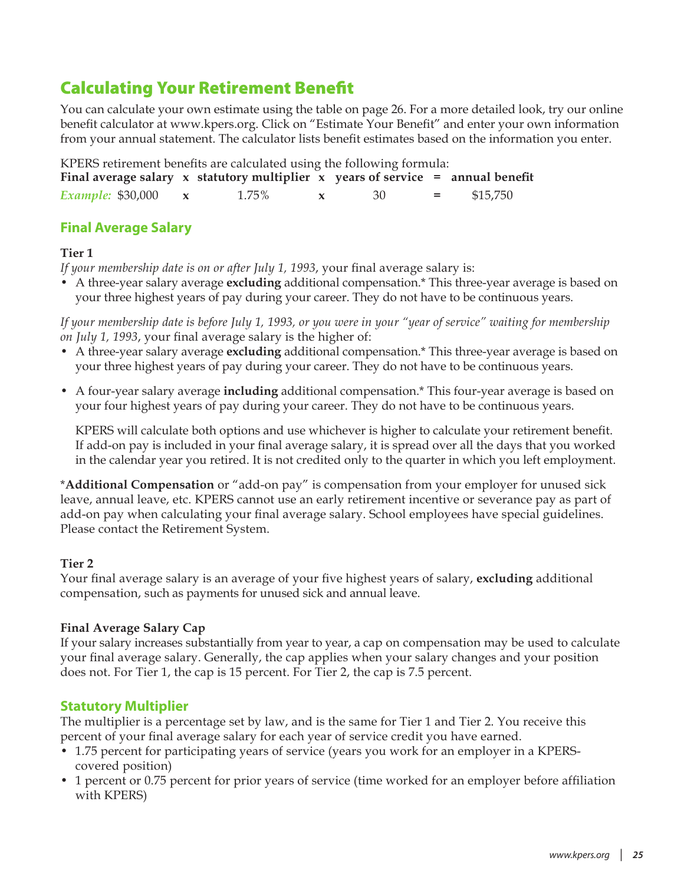## Calculating Your Retirement Benefit

You can calculate your own estimate using the table on page 26. For a more detailed look, try our online benefit calculator at www.kpers.org. Click on "Estimate Your Benefit" and enter your own information from your annual statement. The calculator lists benefit estimates based on the information you enter.

KPERS retirement benefits are calculated using the following formula:

**Final average salary x statutory multiplier x years of service = annual benefit**

*Example:* $30,000 **x** 1.75% **x** 30 **=** $15,750

### Final Average Salary

**Tier 1**

*If your membership date is on or after July 1, 1993*, your final average salary is:

- A three-year salary average **excluding** additional compensation.* This three-year average is based on your three highest years of pay during your career. They do not have to be continuous years.

*If your membership date is before July 1, 1993, or you were in your "year of service" waiting for membership on July 1, 1993*, your final average salary is the higher of:

- A three-year salary average **excluding** additional compensation.* This three-year average is based on your three highest years of pay during your career. They do not have to be continuous years.
- A four-year salary average **including** additional compensation.* This four-year average is based on your four highest years of pay during your career. They do not have to be continuous years.

  KPERS will calculate both options and use whichever is higher to calculate your retirement benefit. If add-on pay is included in your final average salary, it is spread over all the days that you worked in the calendar year you retired. It is not credited only to the quarter in which you left employment.

***Additional Compensation** or "add-on pay" is compensation from your employer for unused sick leave, annual leave, etc. KPERS cannot use an early retirement incentive or severance pay as part of add-on pay when calculating your final average salary. School employees have special guidelines. Please contact the Retirement System.

**Tier 2**

Your final average salary is an average of your five highest years of salary, **excluding** additional compensation, such as payments for unused sick and annual leave.

**Final Average Salary Cap**

If your salary increases substantially from year to year, a cap on compensation may be used to calculate your final average salary. Generally, the cap applies when your salary changes and your position does not. For Tier 1, the cap is 15 percent. For Tier 2, the cap is 7.5 percent.

### Statutory Multiplier

The multiplier is a percentage set by law, and is the same for Tier 1 and Tier 2. You receive this percent of your final average salary for each year of service credit you have earned.

- 1.75 percent for participating years of service (years you work for an employer in a KPERS-covered position)
- 1 percent or 0.75 percent for prior years of service (time worked for an employer before affiliation with KPERS)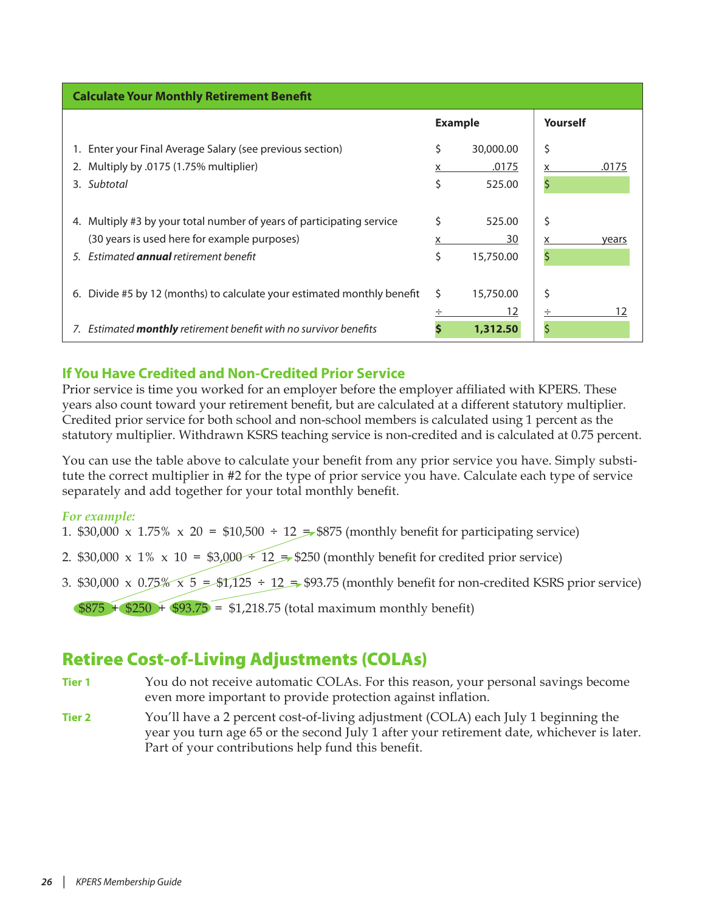| Calculate Your Monthly Retirement Benefit | Example | | Yourself | |
|---|---|---|---|---|
| 1. Enter your Final Average Salary (see previous section) | $ | 30,000.00 | $ | |
| 2. Multiply by .0175 (1.75% multiplier) | x | .0175 | x | .0175 |
| 3. *Subtotal* | $ | 525.00 | $ | |
| 4. Multiply #3 by your total number of years of participating service | $ | 525.00 | $ | |
| (30 years is used here for example purposes) | x | 30 | x | years |
| 5. *Estimated **annual** retirement benefit* | $ | 15,750.00 | $ | |
| 6. Divide #5 by 12 (months) to calculate your estimated monthly benefit | $ | 15,750.00 | $ | |
| | ÷ | 12 | ÷ | 12 |
| 7. *Estimated **monthly** retirement benefit with no survivor benefits* | **$** | **1,312.50** | $ | |

## If You Have Credited and Non-Credited Prior Service

Prior service is time you worked for an employer before the employer affiliated with KPERS. These years also count toward your retirement benefit, but are calculated at a different statutory multiplier. Credited prior service for both school and non-school members is calculated using 1 percent as the statutory multiplier. Withdrawn KSRS teaching service is non-credited and is calculated at 0.75 percent.

You can use the table above to calculate your benefit from any prior service you have. Simply substitute the correct multiplier in #2 for the type of prior service you have. Calculate each type of service separately and add together for your total monthly benefit.

*For example:*

1. $30,000 x 1.75% x 20 = $10,500 ÷ 12 = $875 (monthly benefit for participating service)
2. $30,000 x 1% x 10 = $3,000 ÷ 12 = $250 (monthly benefit for credited prior service)
3. $30,000 x 0.75% x 5 = $1,125 ÷ 12 = $93.75 (monthly benefit for non-credited KSRS prior service)

$875 + $250 + $93.75 = $1,218.75 (total maximum monthly benefit)

# Retiree Cost-of-Living Adjustments (COLAs)

**Tier 1** You do not receive automatic COLAs. For this reason, your personal savings become even more important to provide protection against inflation.

**Tier 2** You'll have a 2 percent cost-of-living adjustment (COLA) each July 1 beginning the year you turn age 65 or the second July 1 after your retirement date, whichever is later. Part of your contributions help fund this benefit.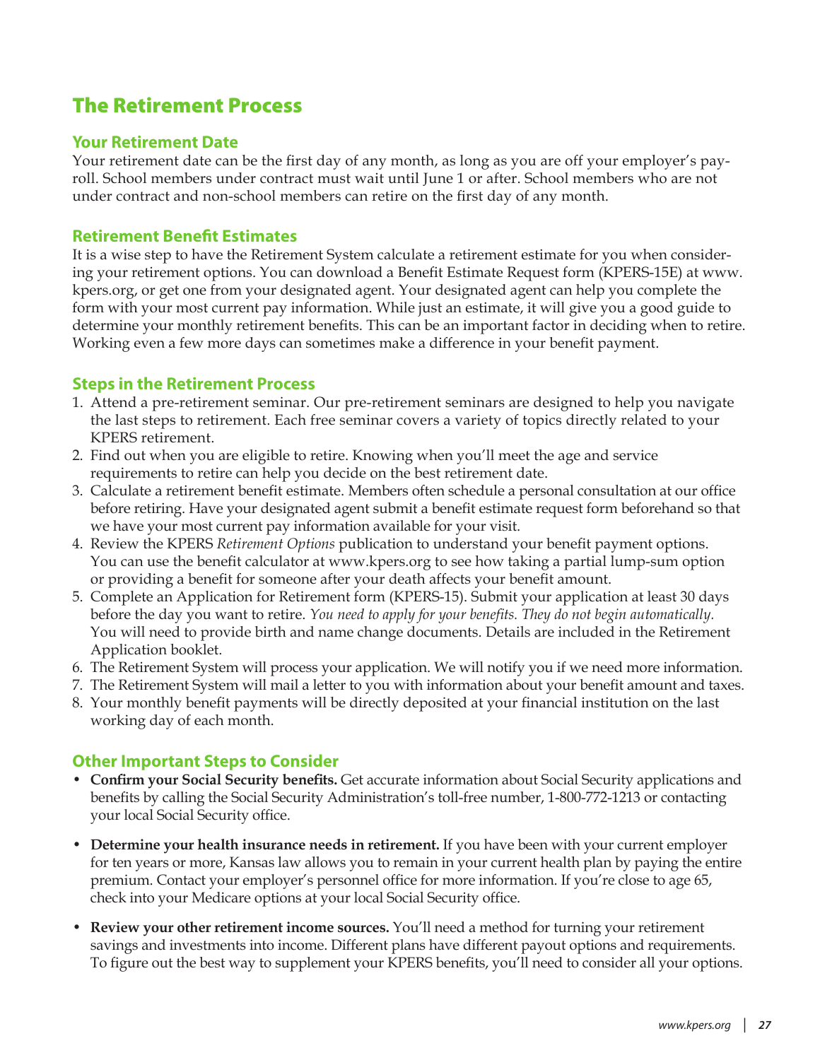## The Retirement Process

### Your Retirement Date

Your retirement date can be the first day of any month, as long as you are off your employer's payroll. School members under contract must wait until June 1 or after. School members who are not under contract and non-school members can retire on the first day of any month.

### Retirement Benefit Estimates

It is a wise step to have the Retirement System calculate a retirement estimate for you when considering your retirement options. You can download a Benefit Estimate Request form (KPERS-15E) at www.kpers.org, or get one from your designated agent. Your designated agent can help you complete the form with your most current pay information. While just an estimate, it will give you a good guide to determine your monthly retirement benefits. This can be an important factor in deciding when to retire. Working even a few more days can sometimes make a difference in your benefit payment.

### Steps in the Retirement Process

1. Attend a pre-retirement seminar. Our pre-retirement seminars are designed to help you navigate the last steps to retirement. Each free seminar covers a variety of topics directly related to your KPERS retirement.
2. Find out when you are eligible to retire. Knowing when you'll meet the age and service requirements to retire can help you decide on the best retirement date.
3. Calculate a retirement benefit estimate. Members often schedule a personal consultation at our office before retiring. Have your designated agent submit a benefit estimate request form beforehand so that we have your most current pay information available for your visit.
4. Review the KPERS *Retirement Options* publication to understand your benefit payment options. You can use the benefit calculator at www.kpers.org to see how taking a partial lump-sum option or providing a benefit for someone after your death affects your benefit amount.
5. Complete an Application for Retirement form (KPERS-15). Submit your application at least 30 days before the day you want to retire. *You need to apply for your benefits. They do not begin automatically.* You will need to provide birth and name change documents. Details are included in the Retirement Application booklet.
6. The Retirement System will process your application. We will notify you if we need more information.
7. The Retirement System will mail a letter to you with information about your benefit amount and taxes.
8. Your monthly benefit payments will be directly deposited at your financial institution on the last working day of each month.

### Other Important Steps to Consider

- **Confirm your Social Security benefits.** Get accurate information about Social Security applications and benefits by calling the Social Security Administration's toll-free number, 1-800-772-1213 or contacting your local Social Security office.
- **Determine your health insurance needs in retirement.** If you have been with your current employer for ten years or more, Kansas law allows you to remain in your current health plan by paying the entire premium. Contact your employer's personnel office for more information. If you're close to age 65, check into your Medicare options at your local Social Security office.
- **Review your other retirement income sources.** You'll need a method for turning your retirement savings and investments into income. Different plans have different payout options and requirements. To figure out the best way to supplement your KPERS benefits, you'll need to consider all your options.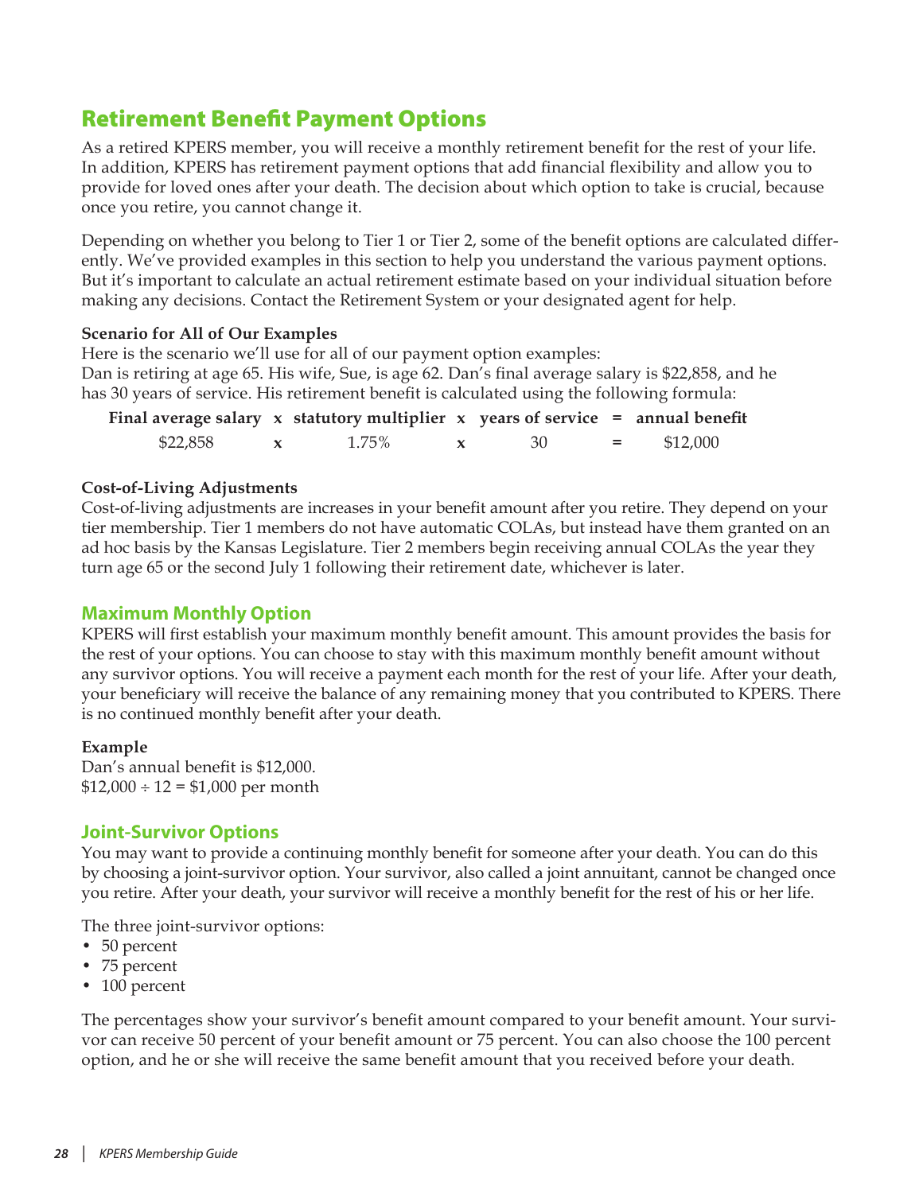# Retirement Benefit Payment Options

As a retired KPERS member, you will receive a monthly retirement benefit for the rest of your life. In addition, KPERS has retirement payment options that add financial flexibility and allow you to provide for loved ones after your death. The decision about which option to take is crucial, because once you retire, you cannot change it.

Depending on whether you belong to Tier 1 or Tier 2, some of the benefit options are calculated differently. We've provided examples in this section to help you understand the various payment options. But it's important to calculate an actual retirement estimate based on your individual situation before making any decisions. Contact the Retirement System or your designated agent for help.

**Scenario for All of Our Examples**

Here is the scenario we'll use for all of our payment option examples:
Dan is retiring at age 65. His wife, Sue, is age 62. Dan's final average salary is $22,858, and he has 30 years of service. His retirement benefit is calculated using the following formula:

| Final average salary | x | statutory multiplier | x | years of service | = | annual benefit |
|---|---|---|---|---|---|---|
| $22,858 | x | 1.75% | x | 30 | = | $12,000 |

**Cost-of-Living Adjustments**

Cost-of-living adjustments are increases in your benefit amount after you retire. They depend on your tier membership. Tier 1 members do not have automatic COLAs, but instead have them granted on an ad hoc basis by the Kansas Legislature. Tier 2 members begin receiving annual COLAs the year they turn age 65 or the second July 1 following their retirement date, whichever is later.

## Maximum Monthly Option

KPERS will first establish your maximum monthly benefit amount. This amount provides the basis for the rest of your options. You can choose to stay with this maximum monthly benefit amount without any survivor options. You will receive a payment each month for the rest of your life. After your death, your beneficiary will receive the balance of any remaining money that you contributed to KPERS. There is no continued monthly benefit after your death.

**Example**

Dan's annual benefit is $12,000.
$12,000 ÷ 12 = $1,000 per month

## Joint-Survivor Options

You may want to provide a continuing monthly benefit for someone after your death. You can do this by choosing a joint-survivor option. Your survivor, also called a joint annuitant, cannot be changed once you retire. After your death, your survivor will receive a monthly benefit for the rest of his or her life.

The three joint-survivor options:

- 50 percent
- 75 percent
- 100 percent

The percentages show your survivor's benefit amount compared to your benefit amount. Your survivor can receive 50 percent of your benefit amount or 75 percent. You can also choose the 100 percent option, and he or she will receive the same benefit amount that you received before your death.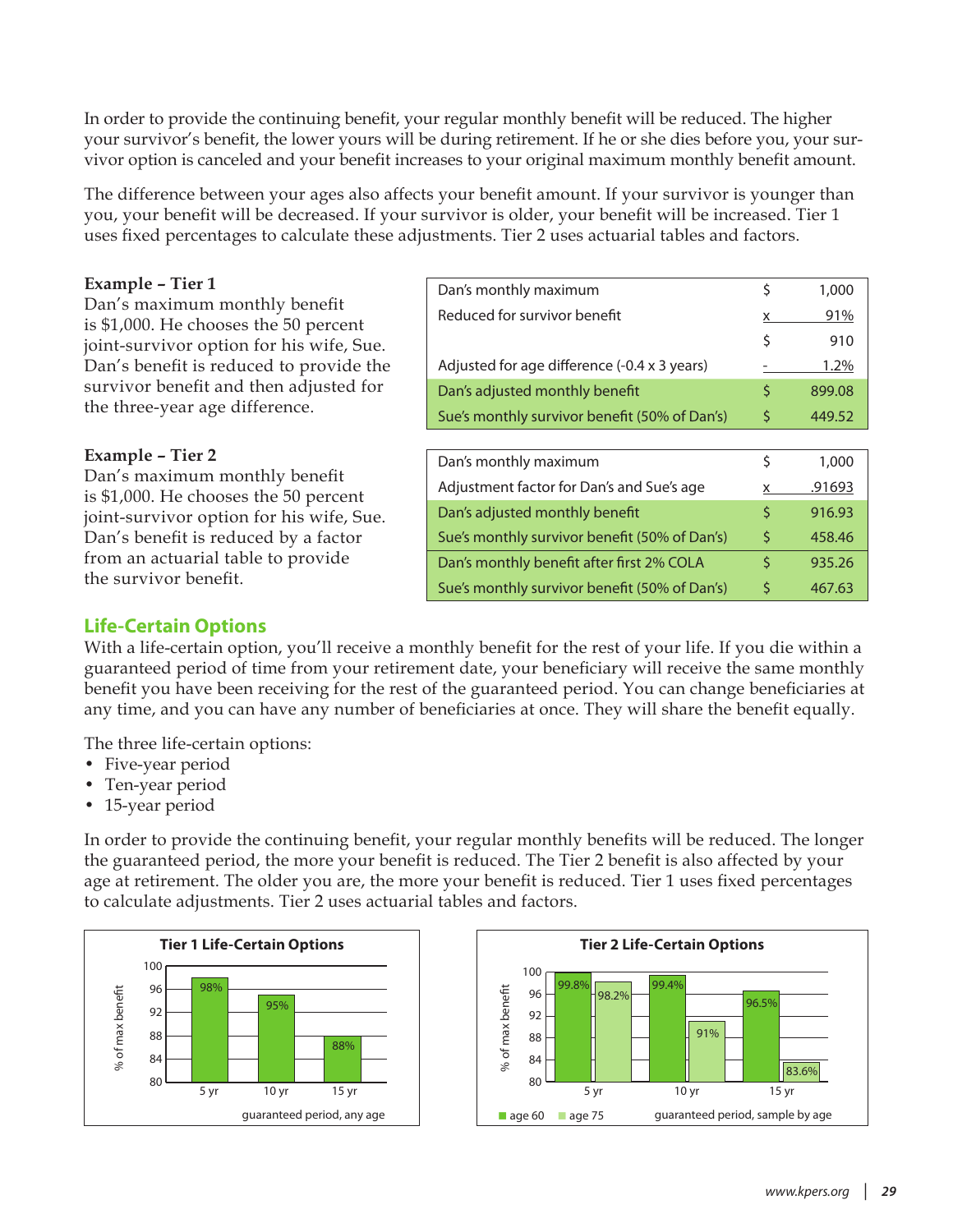In order to provide the continuing benefit, your regular monthly benefit will be reduced. The higher your survivor's benefit, the lower yours will be during retirement. If he or she dies before you, your survivor option is canceled and your benefit increases to your original maximum monthly benefit amount.

The difference between your ages also affects your benefit amount. If your survivor is younger than you, your benefit will be decreased. If your survivor is older, your benefit will be increased. Tier 1 uses fixed percentages to calculate these adjustments. Tier 2 uses actuarial tables and factors.

**Example – Tier 1**

Dan's maximum monthly benefit is $1,000. He chooses the 50 percent joint-survivor option for his wife, Sue. Dan's benefit is reduced to provide the survivor benefit and then adjusted for the three-year age difference.

| | | |
|---|---|---|
| Dan's monthly maximum | $ | 1,000 |
| Reduced for survivor benefit | x | 91% |
| | $ | 910 |
| Adjusted for age difference (-0.4 x 3 years) | - | 1.2% |
| Dan's adjusted monthly benefit | $ | 899.08 |
| Sue's monthly survivor benefit (50% of Dan's) | $ | 449.52 |

**Example – Tier 2**

Dan's maximum monthly benefit is $1,000. He chooses the 50 percent joint-survivor option for his wife, Sue. Dan's benefit is reduced by a factor from an actuarial table to provide the survivor benefit.

| | | |
|---|---|---|
| Dan's monthly maximum | $ | 1,000 |
| Adjustment factor for Dan's and Sue's age | x | .91693 |
| Dan's adjusted monthly benefit | $ | 916.93 |
| Sue's monthly survivor benefit (50% of Dan's) | $ | 458.46 |
| Dan's monthly benefit after first 2% COLA | $ | 935.26 |
| Sue's monthly survivor benefit (50% of Dan's) | $ | 467.63 |

## Life-Certain Options

With a life-certain option, you'll receive a monthly benefit for the rest of your life. If you die within a guaranteed period of time from your retirement date, your beneficiary will receive the same monthly benefit you have been receiving for the rest of the guaranteed period. You can change beneficiaries at any time, and you can have any number of beneficiaries at once. They will share the benefit equally.

The three life-certain options:

- Five-year period
- Ten-year period
- 15-year period

In order to provide the continuing benefit, your regular monthly benefits will be reduced. The longer the guaranteed period, the more your benefit is reduced. The Tier 2 benefit is also affected by your age at retirement. The older you are, the more your benefit is reduced. Tier 1 uses fixed percentages to calculate adjustments. Tier 2 uses actuarial tables and factors.

**Tier 1 Life-Certain Options**

| Guaranteed period, any age | % of max benefit |
|---|---|
| 5 yr | 98% |
| 10 yr | 95% |
| 15 yr | 88% |

**Tier 2 Life-Certain Options**

| Guaranteed period, sample by age | age 60 | age 75 |
|---|---|---|
| 5 yr | 99.8% | 98.2% |
| 10 yr | 99.4% | 91% |
| 15 yr | 96.5% | 83.6% |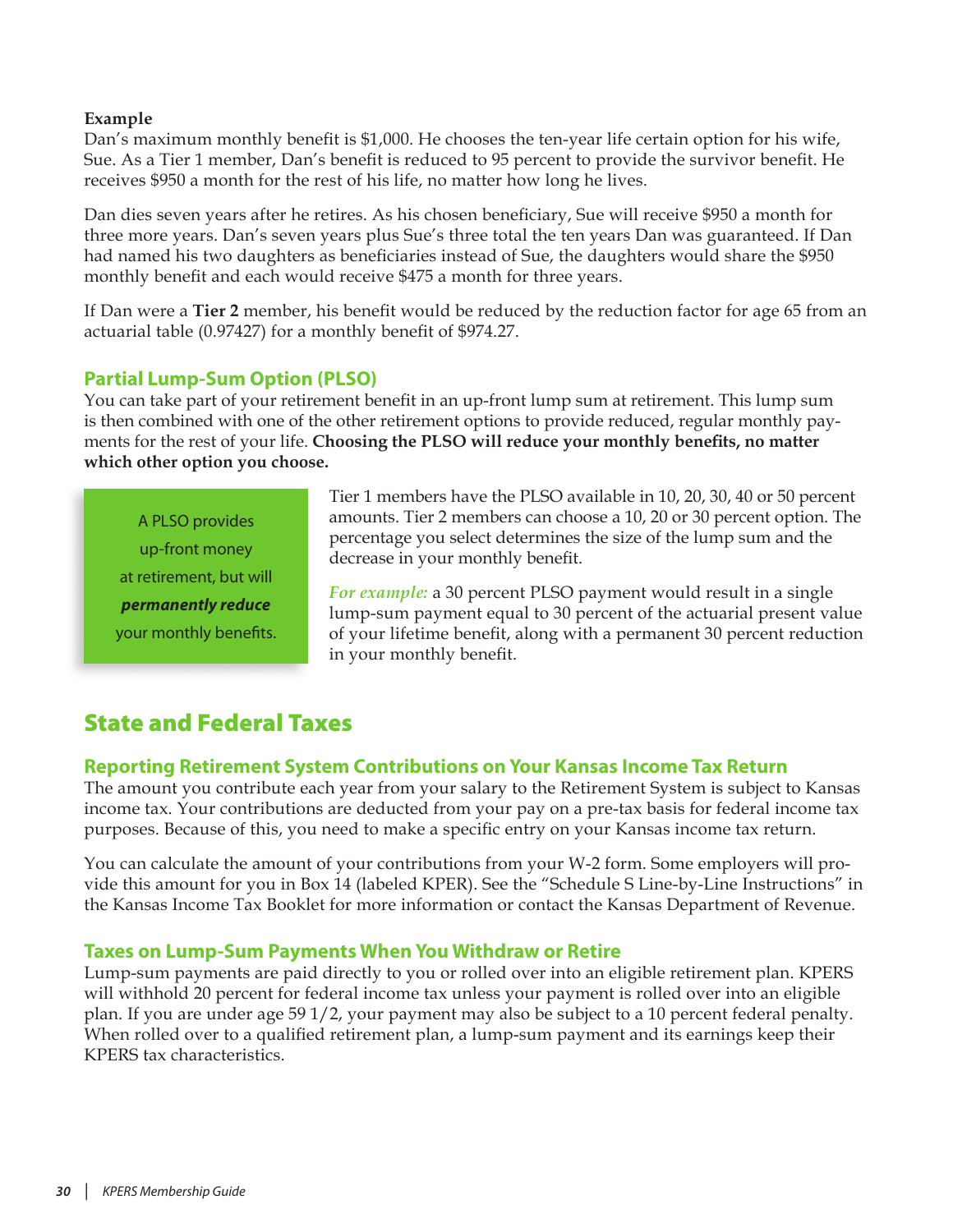**Example**

Dan's maximum monthly benefit is $1,000. He chooses the ten-year life certain option for his wife, Sue. As a Tier 1 member, Dan's benefit is reduced to 95 percent to provide the survivor benefit. He receives $950 a month for the rest of his life, no matter how long he lives.

Dan dies seven years after he retires. As his chosen beneficiary, Sue will receive $950 a month for three more years. Dan's seven years plus Sue's three total the ten years Dan was guaranteed. If Dan had named his two daughters as beneficiaries instead of Sue, the daughters would share the $950 monthly benefit and each would receive $475 a month for three years.

If Dan were a **Tier 2** member, his benefit would be reduced by the reduction factor for age 65 from an actuarial table (0.97427) for a monthly benefit of $974.27.

### Partial Lump-Sum Option (PLSO)

You can take part of your retirement benefit in an up-front lump sum at retirement. This lump sum is then combined with one of the other retirement options to provide reduced, regular monthly payments for the rest of your life. **Choosing the PLSO will reduce your monthly benefits, no matter which other option you choose.**

A PLSO provides up-front money at retirement, but will ***permanently reduce*** your monthly benefits.

Tier 1 members have the PLSO available in 10, 20, 30, 40 or 50 percent amounts. Tier 2 members can choose a 10, 20 or 30 percent option. The percentage you select determines the size of the lump sum and the decrease in your monthly benefit.

*For example:* a 30 percent PLSO payment would result in a single lump-sum payment equal to 30 percent of the actuarial present value of your lifetime benefit, along with a permanent 30 percent reduction in your monthly benefit.

## State and Federal Taxes

### Reporting Retirement System Contributions on Your Kansas Income Tax Return

The amount you contribute each year from your salary to the Retirement System is subject to Kansas income tax. Your contributions are deducted from your pay on a pre-tax basis for federal income tax purposes. Because of this, you need to make a specific entry on your Kansas income tax return.

You can calculate the amount of your contributions from your W-2 form. Some employers will provide this amount for you in Box 14 (labeled KPER). See the "Schedule S Line-by-Line Instructions" in the Kansas Income Tax Booklet for more information or contact the Kansas Department of Revenue.

### Taxes on Lump-Sum Payments When You Withdraw or Retire

Lump-sum payments are paid directly to you or rolled over into an eligible retirement plan. KPERS will withhold 20 percent for federal income tax unless your payment is rolled over into an eligible plan. If you are under age 59 1/2, your payment may also be subject to a 10 percent federal penalty. When rolled over to a qualified retirement plan, a lump-sum payment and its earnings keep their KPERS tax characteristics.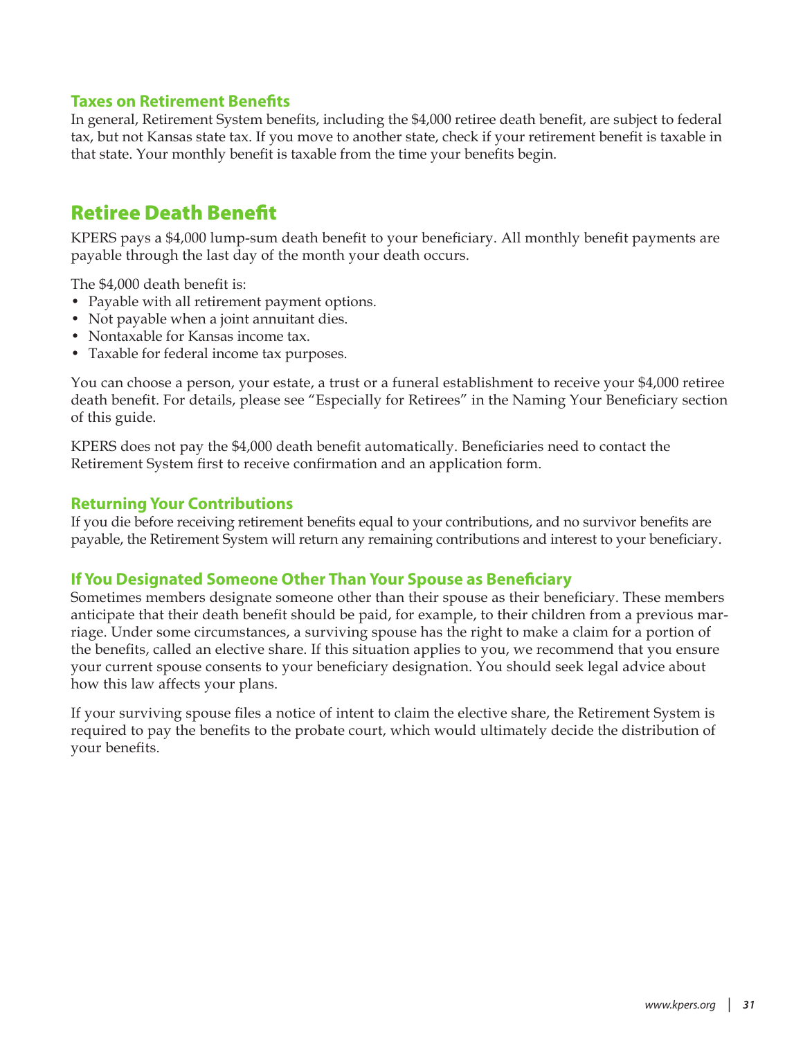### Taxes on Retirement Benefits

In general, Retirement System benefits, including the $4,000 retiree death benefit, are subject to federal tax, but not Kansas state tax. If you move to another state, check if your retirement benefit is taxable in that state. Your monthly benefit is taxable from the time your benefits begin.

## Retiree Death Benefit

KPERS pays a $4,000 lump-sum death benefit to your beneficiary. All monthly benefit payments are payable through the last day of the month your death occurs.

The $4,000 death benefit is:

- Payable with all retirement payment options.
- Not payable when a joint annuitant dies.
- Nontaxable for Kansas income tax.
- Taxable for federal income tax purposes.

You can choose a person, your estate, a trust or a funeral establishment to receive your $4,000 retiree death benefit. For details, please see "Especially for Retirees" in the Naming Your Beneficiary section of this guide.

KPERS does not pay the $4,000 death benefit automatically. Beneficiaries need to contact the Retirement System first to receive confirmation and an application form.

### Returning Your Contributions

If you die before receiving retirement benefits equal to your contributions, and no survivor benefits are payable, the Retirement System will return any remaining contributions and interest to your beneficiary.

### If You Designated Someone Other Than Your Spouse as Beneficiary

Sometimes members designate someone other than their spouse as their beneficiary. These members anticipate that their death benefit should be paid, for example, to their children from a previous marriage. Under some circumstances, a surviving spouse has the right to make a claim for a portion of the benefits, called an elective share. If this situation applies to you, we recommend that you ensure your current spouse consents to your beneficiary designation. You should seek legal advice about how this law affects your plans.

If your surviving spouse files a notice of intent to claim the elective share, the Retirement System is required to pay the benefits to the probate court, which would ultimately decide the distribution of your benefits.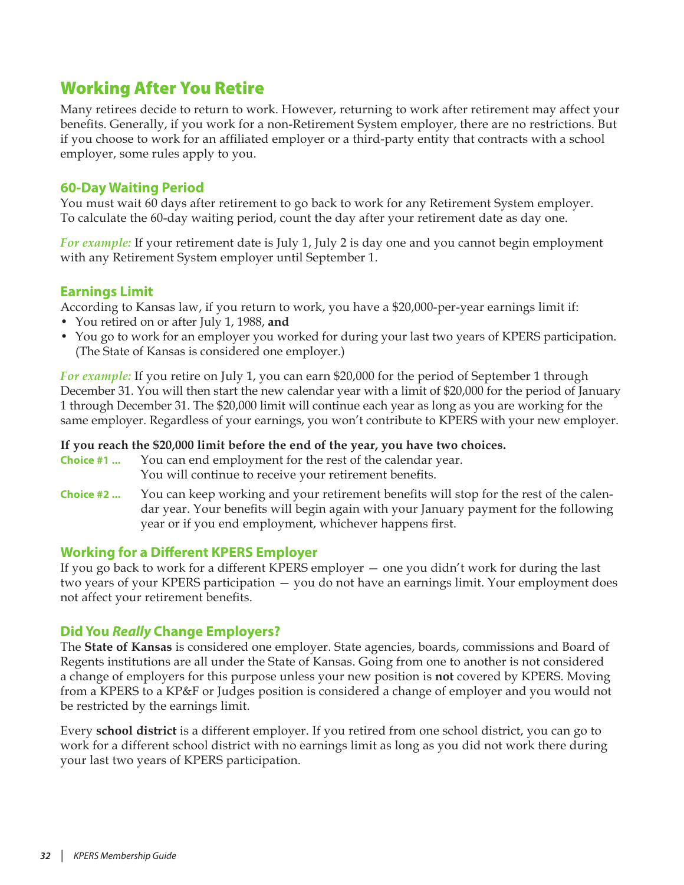# Working After You Retire

Many retirees decide to return to work. However, returning to work after retirement may affect your benefits. Generally, if you work for a non-Retirement System employer, there are no restrictions. But if you choose to work for an affiliated employer or a third-party entity that contracts with a school employer, some rules apply to you.

## 60-Day Waiting Period

You must wait 60 days after retirement to go back to work for any Retirement System employer. To calculate the 60-day waiting period, count the day after your retirement date as day one.

*For example:* If your retirement date is July 1, July 2 is day one and you cannot begin employment with any Retirement System employer until September 1.

## Earnings Limit

According to Kansas law, if you return to work, you have a $20,000-per-year earnings limit if:

- You retired on or after July 1, 1988, **and**
- You go to work for an employer you worked for during your last two years of KPERS participation. (The State of Kansas is considered one employer.)

*For example:* If you retire on July 1, you can earn $20,000 for the period of September 1 through December 31. You will then start the new calendar year with a limit of $20,000 for the period of January 1 through December 31. The $20,000 limit will continue each year as long as you are working for the same employer. Regardless of your earnings, you won't contribute to KPERS with your new employer.

**If you reach the $20,000 limit before the end of the year, you have two choices.**

**Choice #1 ...** You can end employment for the rest of the calendar year. You will continue to receive your retirement benefits.

**Choice #2 ...** You can keep working and your retirement benefits will stop for the rest of the calendar year. Your benefits will begin again with your January payment for the following year or if you end employment, whichever happens first.

## Working for a Different KPERS Employer

If you go back to work for a different KPERS employer — one you didn't work for during the last two years of your KPERS participation — you do not have an earnings limit. Your employment does not affect your retirement benefits.

## Did You *Really* Change Employers?

The **State of Kansas** is considered one employer. State agencies, boards, commissions and Board of Regents institutions are all under the State of Kansas. Going from one to another is not considered a change of employers for this purpose unless your new position is **not** covered by KPERS. Moving from a KPERS to a KP&F or Judges position is considered a change of employer and you would not be restricted by the earnings limit.

Every **school district** is a different employer. If you retired from one school district, you can go to work for a different school district with no earnings limit as long as you did not work there during your last two years of KPERS participation.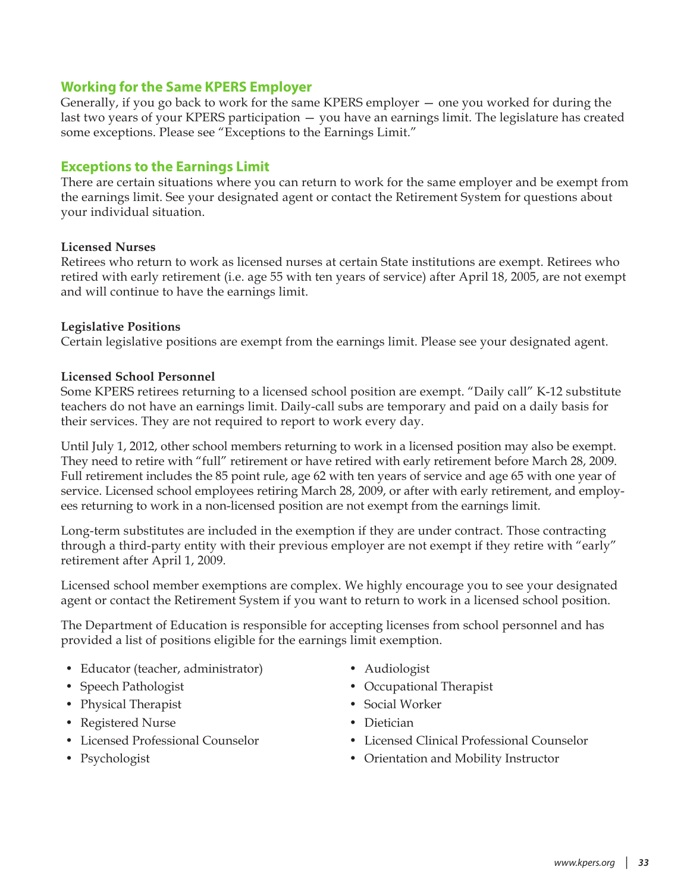## Working for the Same KPERS Employer

Generally, if you go back to work for the same KPERS employer — one you worked for during the last two years of your KPERS participation — you have an earnings limit. The legislature has created some exceptions. Please see "Exceptions to the Earnings Limit."

## Exceptions to the Earnings Limit

There are certain situations where you can return to work for the same employer and be exempt from the earnings limit. See your designated agent or contact the Retirement System for questions about your individual situation.

**Licensed Nurses**

Retirees who return to work as licensed nurses at certain State institutions are exempt. Retirees who retired with early retirement (i.e. age 55 with ten years of service) after April 18, 2005, are not exempt and will continue to have the earnings limit.

**Legislative Positions**

Certain legislative positions are exempt from the earnings limit. Please see your designated agent.

**Licensed School Personnel**

Some KPERS retirees returning to a licensed school position are exempt. "Daily call" K-12 substitute teachers do not have an earnings limit. Daily-call subs are temporary and paid on a daily basis for their services. They are not required to report to work every day.

Until July 1, 2012, other school members returning to work in a licensed position may also be exempt. They need to retire with "full" retirement or have retired with early retirement before March 28, 2009. Full retirement includes the 85 point rule, age 62 with ten years of service and age 65 with one year of service. Licensed school employees retiring March 28, 2009, or after with early retirement, and employees returning to work in a non-licensed position are not exempt from the earnings limit.

Long-term substitutes are included in the exemption if they are under contract. Those contracting through a third-party entity with their previous employer are not exempt if they retire with "early" retirement after April 1, 2009.

Licensed school member exemptions are complex. We highly encourage you to see your designated agent or contact the Retirement System if you want to return to work in a licensed school position.

The Department of Education is responsible for accepting licenses from school personnel and has provided a list of positions eligible for the earnings limit exemption.

- Educator (teacher, administrator)
- Speech Pathologist
- Physical Therapist
- Registered Nurse
- Licensed Professional Counselor
- Psychologist
- Audiologist
- Occupational Therapist
- Social Worker
- Dietician
- Licensed Clinical Professional Counselor
- Orientation and Mobility Instructor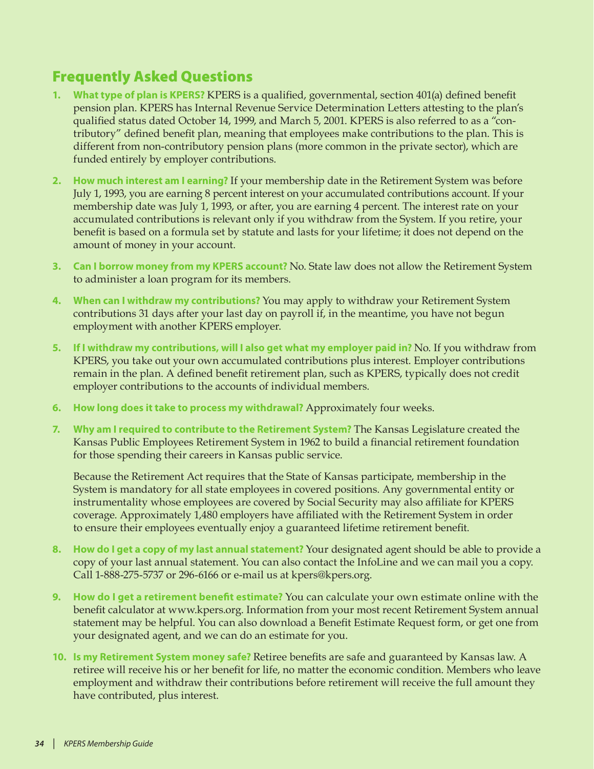## Frequently Asked Questions

1. **What type of plan is KPERS?** KPERS is a qualified, governmental, section 401(a) defined benefit pension plan. KPERS has Internal Revenue Service Determination Letters attesting to the plan's qualified status dated October 14, 1999, and March 5, 2001. KPERS is also referred to as a "contributory" defined benefit plan, meaning that employees make contributions to the plan. This is different from non-contributory pension plans (more common in the private sector), which are funded entirely by employer contributions.

2. **How much interest am I earning?** If your membership date in the Retirement System was before July 1, 1993, you are earning 8 percent interest on your accumulated contributions account. If your membership date was July 1, 1993, or after, you are earning 4 percent. The interest rate on your accumulated contributions is relevant only if you withdraw from the System. If you retire, your benefit is based on a formula set by statute and lasts for your lifetime; it does not depend on the amount of money in your account.

3. **Can I borrow money from my KPERS account?** No. State law does not allow the Retirement System to administer a loan program for its members.

4. **When can I withdraw my contributions?** You may apply to withdraw your Retirement System contributions 31 days after your last day on payroll if, in the meantime, you have not begun employment with another KPERS employer.

5. **If I withdraw my contributions, will I also get what my employer paid in?** No. If you withdraw from KPERS, you take out your own accumulated contributions plus interest. Employer contributions remain in the plan. A defined benefit retirement plan, such as KPERS, typically does not credit employer contributions to the accounts of individual members.

6. **How long does it take to process my withdrawal?** Approximately four weeks.

7. **Why am I required to contribute to the Retirement System?** The Kansas Legislature created the Kansas Public Employees Retirement System in 1962 to build a financial retirement foundation for those spending their careers in Kansas public service.

   Because the Retirement Act requires that the State of Kansas participate, membership in the System is mandatory for all state employees in covered positions. Any governmental entity or instrumentality whose employees are covered by Social Security may also affiliate for KPERS coverage. Approximately 1,480 employers have affiliated with the Retirement System in order to ensure their employees eventually enjoy a guaranteed lifetime retirement benefit.

8. **How do I get a copy of my last annual statement?** Your designated agent should be able to provide a copy of your last annual statement. You can also contact the InfoLine and we can mail you a copy. Call 1-888-275-5737 or 296-6166 or e-mail us at kpers@kpers.org.

9. **How do I get a retirement benefit estimate?** You can calculate your own estimate online with the benefit calculator at www.kpers.org. Information from your most recent Retirement System annual statement may be helpful. You can also download a Benefit Estimate Request form, or get one from your designated agent, and we can do an estimate for you.

10. **Is my Retirement System money safe?** Retiree benefits are safe and guaranteed by Kansas law. A retiree will receive his or her benefit for life, no matter the economic condition. Members who leave employment and withdraw their contributions before retirement will receive the full amount they have contributed, plus interest.